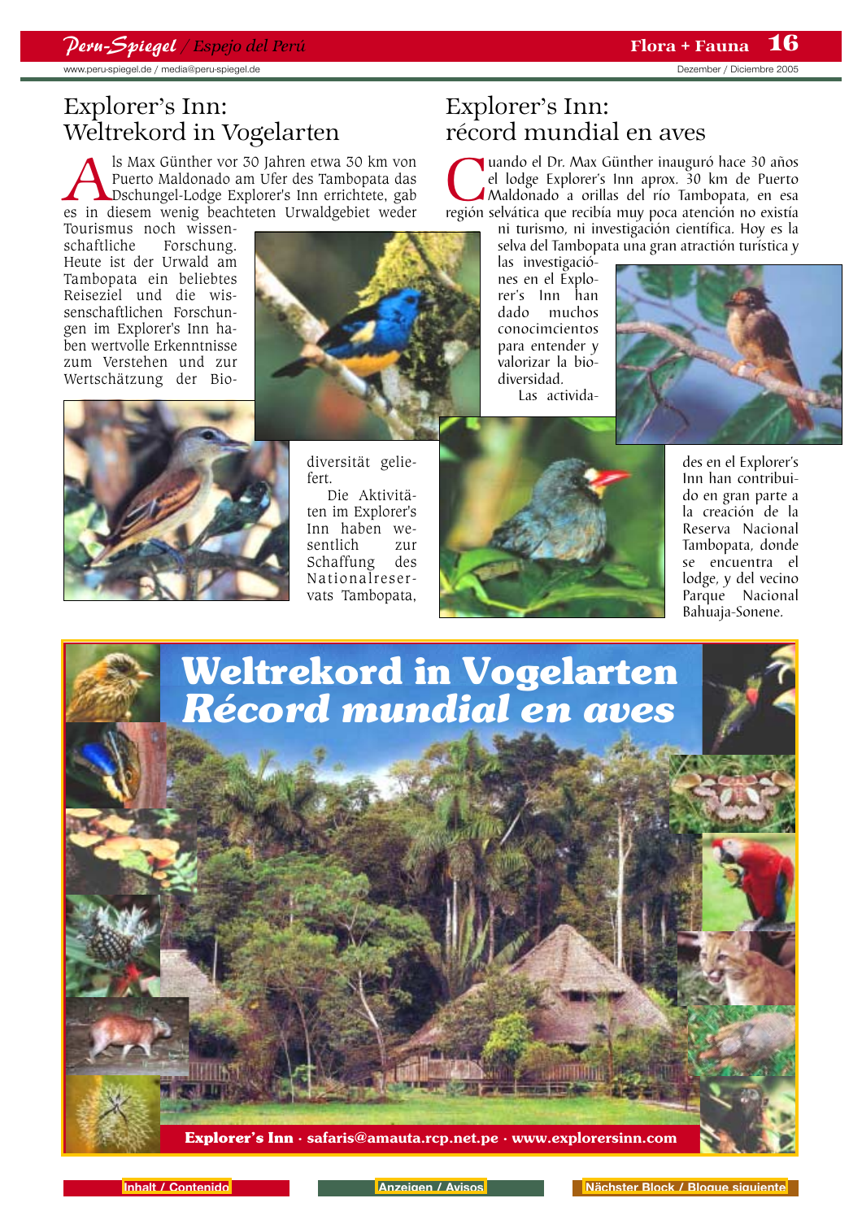# Explorer's Inn: Weltrekord in Vogelarten

Als Max Günther vor 30 Jahren etwa 30 km von Puerto Maldonado am Ufer des Tambopata das Dschungel-Lodge Explorer's Inn errichtete, gab es in diesem wenig beachteten Urwaldgebiet weder Tourismus noch wissenschaftliche Forschung. Heute ist der Urwald am Tambopata ein beliebtes Reiseziel und die wissenschaftlichen Forschungen im Explorer's Inn haben wertvolle Erkenntnisse zum Verstehen und zur Wertschätzung der Biodiversität geliefert.

Die Aktivitäten im Explorer's Inn haben wesentlich zur Schaffung des Nationalreservats Tambopata,

# Explorer's Inn: récord mundial en aves

Cuando el Dr. Max Günther inauguró hace 30 años el lodge Explorer's Inn aprox. 30 km de Puerto Maldonado a orillas del río Tambopata, en esa región selvática que recibía muy poca atención no existía ni turismo, ni investigación científica. Hoy es la selva del Tambopata una gran atracción turística y las investigaciónes en el Explorer's Inn han dado muchos conocimcientos para entender y valorizar la biodiversidad.

Las actividades en el Explorer's Inn han contribuido en gran parte a la creación de la Reserva Nacional Tambopata, donde se encuentra el lodge, y del vecino Parque Nacional Bahuaja-Sonene.

**Weltrekord in Vogelarten**
***Récord mundial en aves***

**Explorer's Inn · safaris@amauta.rcp.net.pe · www.explorersinn.com**

Inhalt / Contenido | Anzeigen / Avisos | Nächster Block / Bloque siguiente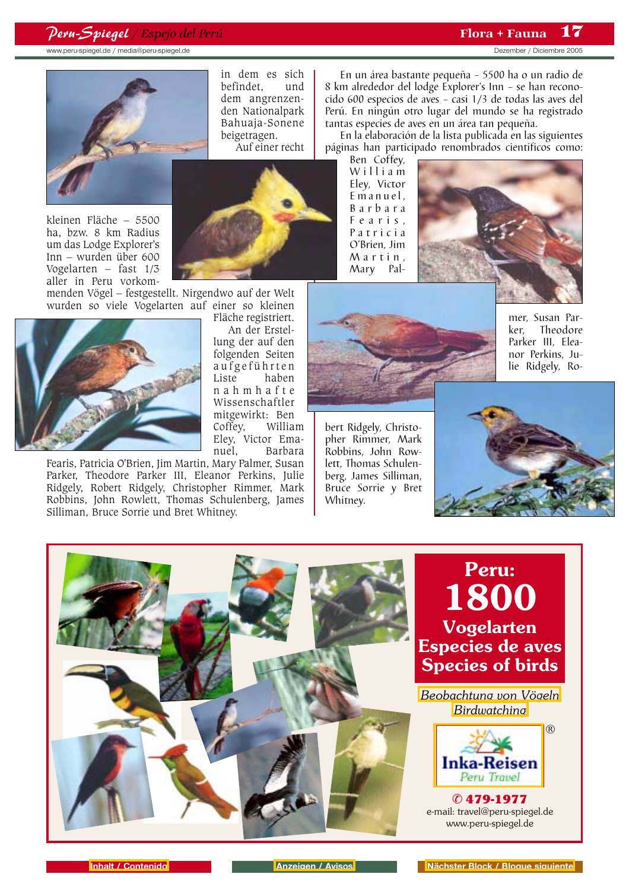in dem es sich befindet, und dem angrenzenden Nationalpark Bahuaja-Sonene beigetragen.

Auf einer recht kleinen Fläche – 5500 ha, bzw. 8 km Radius um das Lodge Explorer's Inn – wurden über 600 Vogelarten – fast 1/3 aller in Peru vorkommenden Vögel – festgestellt. Nirgendwo auf der Welt wurden so viele Vogelarten auf einer so kleinen Fläche registriert.

An der Erstellung der auf den folgenden Seiten aufgeführten Liste haben nahmhafte Wissenschaftler mitgewirkt: Ben Coffey, William Eley, Victor Emanuel, Barbara Fearis, Patricia O'Brien, Jim Martin, Mary Palmer, Susan Parker, Theodore Parker III, Eleanor Perkins, Julie Ridgely, Robert Ridgely, Christopher Rimmer, Mark Robbins, John Rowlett, Thomas Schulenberg, James Silliman, Bruce Sorrie und Bret Whitney.

En un área bastante pequeña – 5500 ha o un radio de 8 km alrededor del lodge Explorer's Inn – se han reconocido 600 especios de aves – casi 1/3 de todas las aves del Perú. En ningún otro lugar del mundo se ha registrado tantas especies de aves en un área tan pequeña.

En la elaboración de la lista publicada en las siguientes páginas han participado renombrados científicos como: Ben Coffey, William Eley, Victor Emanuel, Barbara Fearis, Patricia O'Brien, Jim Martin, Mary Palmer, Susan Parker, Theodore Parker III, Eleanor Perkins, Julie Ridgely, Robert Ridgely, Christopher Rimmer, Mark Robbins, John Rowlett, Thomas Schulenberg, James Silliman, Bruce Sorrie y Bret Whitney.

**Peru: 1800 Vogelarten Especies de aves Species of birds**

Beobachtung von Vögeln
Birdwatching

Inka-Reisen® Peru Travel

✆ 479-1977
e-mail: travel@peru-spiegel.de
www.peru-spiegel.de

Inhalt / Contenido | Anzeigen / Avisos | Nächster Block / Bloque siguiente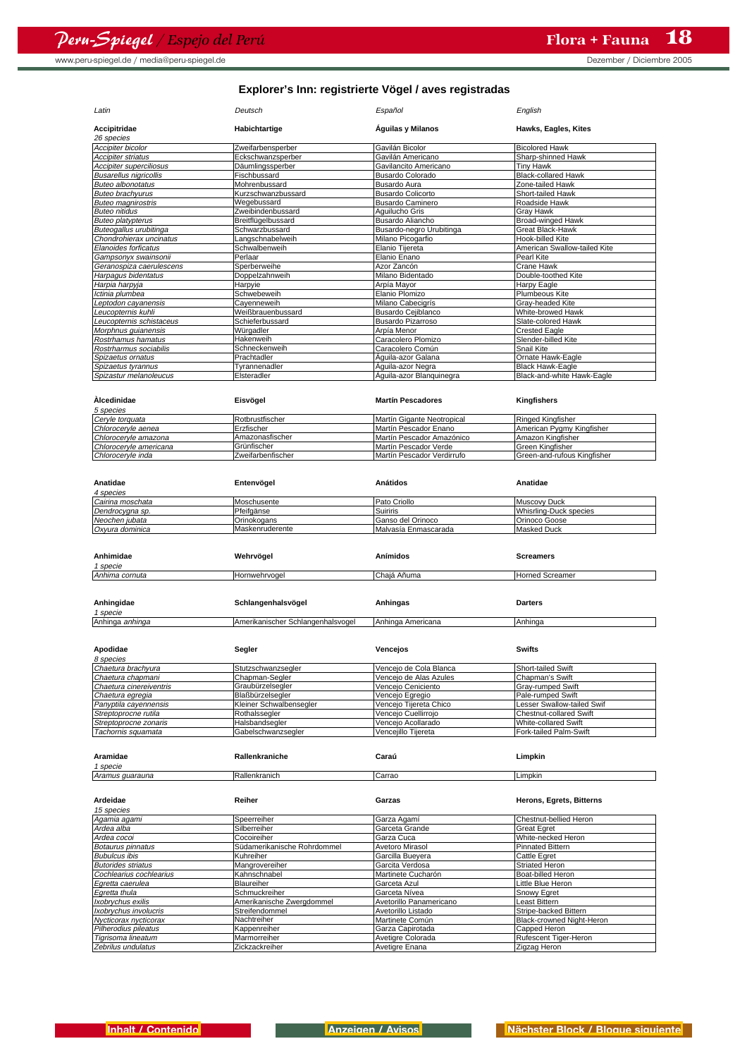## Explorer's Inn: registrierte Vögel / aves registradas

| Latin | Deutsch | Español | English |
|---|---|---|---|
| **Accipitridae** | **Habichtartige** | **Águilas y Milanos** | **Hawks, Eagles, Kites** |
| *26 species* | | | |
| *Accipiter bicolor* | Zweifarbensperber | Gavilán Bicolor | Bicolored Hawk |
| *Accipiter striatus* | Eckschwanzsperber | Gavilán Americano | Sharp-shinned Hawk |
| *Accipiter superciliosus* | Däumlingssperber | Gavilancito Americano | Tiny Hawk |
| *Busarellus nigricollis* | Fischbussard | Busardo Colorado | Black-collared Hawk |
| *Buteo albonotatus* | Mohrenbussard | Busardo Aura | Zone-tailed Hawk |
| *Buteo brachyurus* | Kurzschwanzbussard | Busardo Colicorto | Short-tailed Hawk |
| *Buteo magnirostris* | Wegebussard | Busardo Caminero | Roadside Hawk |
| *Buteo nitidus* | Zweibindenbussard | Aguilucho Gris | Gray Hawk |
| *Buteo platypterus* | Breitflügelbussard | Busardo Aliancho | Broad-winged Hawk |
| *Buteogallus urubitinga* | Schwarzbussard | Busardo-negro Urubitinga | Great Black-Hawk |
| *Chondrohierax uncinatus* | Langschnabelweih | Milano Picogarfio | Hook-billed Kite |
| *Elanoides forficatus* | Schwalbenweih | Elanio Tijereta | American Swallow-tailed Kite |
| *Gampsonyx swainsonii* | Perlaar | Elanio Enano | Pearl Kite |
| *Geranospiza caerulescens* | Sperberweihe | Azor Zancón | Crane Hawk |
| *Harpagus bidentatus* | Doppelzahnweih | Milano Bidentado | Double-toothed Kite |
| *Harpia harpyja* | Harpyie | Arpía Mayor | Harpy Eagle |
| *Ictinia plumbea* | Schwebeweih | Elanio Plomizo | Plumbeous Kite |
| *Leptodon cayanensis* | Cayenneweih | Milano Cabecigrís | Gray-headed Kite |
| *Leucopternis kuhli* | Weißbrauenbussard | Busardo Cejiblanco | White-browed Hawk |
| *Leucopternis schistaceus* | Schieferbussard | Busardo Pizarroso | Slate-colored Hawk |
| *Morphnus guianensis* | Würgadler | Arpía Menor | Crested Eagle |
| *Rostrhamus hamatus* | Hakenweih | Caracolero Plomizo | Slender-billed Kite |
| *Rostrharmus sociabilis* | Schneckenweih | Caracolero Común | Snail Kite |
| *Spizaetus ornatus* | Prachtadler | Águila-azor Galana | Ornate Hawk-Eagle |
| *Spizaetus tyrannus* | Tyrannenadler | Águila-azor Negra | Black Hawk-Eagle |
| *Spizastur melanoleucus* | Elsteradler | Águila-azor Blanquinegra | Black-and-white Hawk-Eagle |

| Latin | Deutsch | Español | English |
|---|---|---|---|
| **Àlcedinidae** | **Eisvögel** | **Martín Pescadores** | **Kingfishers** |
| *5 species* | | | |
| *Ceryle torquata* | Rotbrustfischer | Martín Gigante Neotropical | Ringed Kingfisher |
| *Chloroceryle aenea* | Erzfischer | Martín Pescador Enano | American Pygmy Kingfisher |
| *Chloroceryle amazona* | Amazonasfischer | Martín Pescador Amazónico | Amazon Kingfisher |
| *Chloroceryle americana* | Grünfischer | Martín Pescador Verde | Green Kingfisher |
| *Chloroceryle inda* | Zweifarbenfischer | Martín Pescador Verdirrufo | Green-and-rufous Kingfisher |

| Latin | Deutsch | Español | English |
|---|---|---|---|
| **Anatidae** | **Entenvögel** | **Anátidos** | **Anatidae** |
| *4 species* | | | |
| *Cairina moschata* | Moschusente | Pato Criollo | Muscovy Duck |
| *Dendrocygna sp.* | Pfeifgänse | Suiriris | Whisrling-Duck species |
| *Neochen jubata* | Orinokogans | Ganso del Orinoco | Orinoco Goose |
| *Oxyura dominica* | Maskenruderente | Malvasía Enmascarada | Masked Duck |

| Latin | Deutsch | Español | English |
|---|---|---|---|
| **Anhimidae** | **Wehrvögel** | **Anímidos** | **Screamers** |
| *1 specie* | | | |
| *Anhima cornuta* | Hornwehrvogel | Chajá Añuma | Horned Screamer |

| Latin | Deutsch | Español | English |
|---|---|---|---|
| **Anhingidae** | **Schlangenhalsvögel** | **Anhingas** | **Darters** |
| *1 specie* | | | |
| *Anhinga anhinga* | Amerikanischer Schlangenhalsvogel | Anhinga Americana | Anhinga |

| Latin | Deutsch | Español | English |
|---|---|---|---|
| **Apodidae** | **Segler** | **Vencejos** | **Swifts** |
| *8 species* | | | |
| *Chaetura brachyura* | Stutzschwanzsegler | Vencejo de Cola Blanca | Short-tailed Swift |
| *Chaetura chapmani* | Chapman-Segler | Vencejo de Alas Azules | Chapman's Swift |
| *Chaetura cinereiventris* | Graubürzelsegler | Vencejo Ceniciento | Gray-rumped Swift |
| *Chaetura egregia* | Blaßbürzelsegler | Vencejo Egregio | Pale-rumped Swift |
| *Panyptila cayennensis* | Kleiner Schwalbensegler | Vencejo Tijereta Chico | Lesser Swallow-tailed Swif |
| *Streptoprocne rutila* | Rothalssegler | Vencejo Cuellirrojo | Chestnut-collared Swift |
| *Streptoprocne zonaris* | Halsbandsegler | Vencejo Acollarado | White-collared Swift |
| *Tachornis squamata* | Gabelschwanzsegler | Vencejillo Tijereta | Fork-tailed Palm-Swift |

| Latin | Deutsch | Español | English |
|---|---|---|---|
| **Aramidae** | **Rallenkraniche** | **Caraú** | **Limpkin** |
| *1 specie* | | | |
| *Aramus guarauna* | Rallenkranich | Carrao | Limpkin |

| Latin | Deutsch | Español | English |
|---|---|---|---|
| **Ardeidae** | **Reiher** | **Garzas** | **Herons, Egrets, Bitterns** |
| *15 species* | | | |
| *Agamia agami* | Speerreiher | Garza Agamí | Chestnut-bellied Heron |
| *Ardea alba* | Silberreiher | Garceta Grande | Great Egret |
| *Ardea cocoi* | Cocoireiher | Garza Cuca | White-necked Heron |
| *Botaurus pinnatus* | Südamerikanische Rohrdommel | Avetoro Mirasol | Pinnated Bittern |
| *Bubulcus ibis* | Kuhreiher | Garcilla Bueyera | Cattle Egret |
| *Butorides striatus* | Mangrovereiher | Garcita Verdosa | Striated Heron |
| *Cochlearius cochlearius* | Kahnschnabel | Martinete Cucharón | Boat-billed Heron |
| *Egretta caerulea* | Blaureiher | Garceta Azul | Little Blue Heron |
| *Egretta thula* | Schmuckreiher | Garceta Nívea | Snowy Egret |
| *Ixobrychus exilis* | Amerikanische Zwergdommel | Avetorillo Panamericano | Least Bittern |
| *Ixobrychus involucris* | Streifendommel | Avetorillo Listado | Stripe-backed Bittern |
| *Nycticorax nycticorax* | Nachtreiher | Martinete Común | Black-crowned Night-Heron |
| *Pilherodius pileatus* | Kappenreiher | Garza Capirotada | Capped Heron |
| *Tigrisoma lineatum* | Marmorreiher | Avetigre Colorada | Rufescent Tiger-Heron |
| *Zebrilus undulatus* | Zickzackreiher | Avetigre Enana | Zigzag Heron |

Inhalt / Contenido | Anzeigen / Avisos | Nächster Block / Bloque siguiente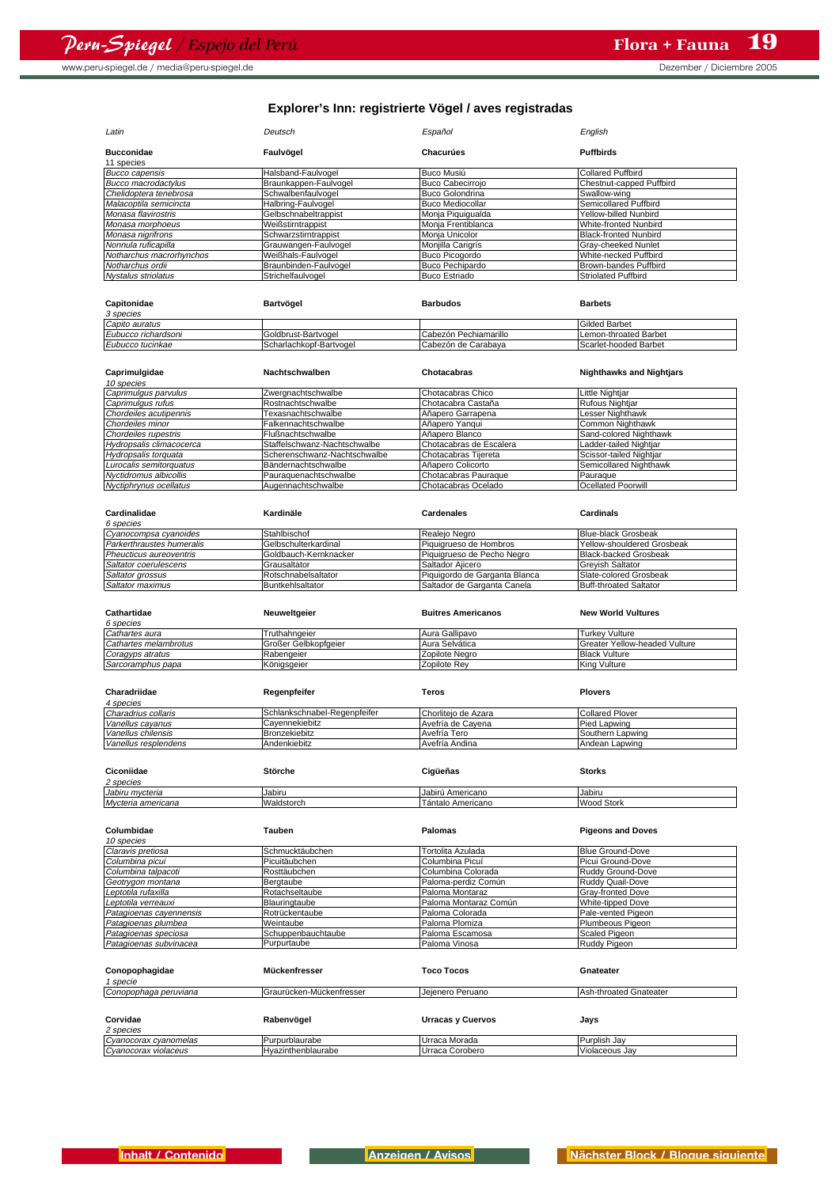## Explorer's Inn: registrierte Vögel / aves registradas

| *Latin* | *Deutsch* | *Español* | *English* |
|---|---|---|---|
| **Bucconidae** | **Faulvögel** | **Chacurúes** | **Puffbirds** |
| 11 species | | | |
| *Bucco capensis* | Halsband-Faulvogel | Buco Musiú | Collared Puffbird |
| *Bucco macrodactylus* | Braunkappen-Faulvogel | Buco Cabecirrojo | Chestnut-capped Puffbird |
| *Chelidoptera tenebrosa* | Schwalbenfaulvogel | Buco Golondrina | Swallow-wing |
| *Malacoptila semicincta* | Halbring-Faulvogel | Buco Mediocollar | Semicollared Puffbird |
| *Monasa flavirostris* | Gelbschnabeltrappist | Monja Piquigualda | Yellow-billed Nunbird |
| *Monasa morphoeus* | Weißstirntrappist | Monja Frentiblanca | White-fronted Nunbird |
| *Monasa nigrifrons* | Schwarzstirntrappist | Monja Unicolor | Black-fronted Nunbird |
| *Nonnula ruficapilla* | Grauwangen-Faulvogel | Monjilla Carigrís | Gray-cheeked Nunlet |
| *Notharchus macrorhynchos* | Weißhals-Faulvogel | Buco Picogordo | White-necked Puffbird |
| *Notharchus ordii* | Braunbinden-Faulvogel | Buco Pechipardo | Brown-bandes Puffbird |
| *Nystalus striolatus* | Strichelfaulvogel | Buco Estriado | Striolated Puffbird |

| *Latin* | *Deutsch* | *Español* | *English* |
|---|---|---|---|
| **Capitonidae** | **Bartvögel** | **Barbudos** | **Barbets** |
| *3 species* | | | |
| *Capito auratus* | | | Gilded Barbet |
| *Eubucco richardsoni* | Goldbrust-Bartvogel | Cabezón Pechiamarillo | Lemon-throated Barbet |
| *Eubucco tucinkae* | Scharlachkopf-Bartvogel | Cabezón de Carabaya | Scarlet-hooded Barbet |

| *Latin* | *Deutsch* | *Español* | *English* |
|---|---|---|---|
| **Caprimulgidae** | **Nachtschwalben** | **Chotacabras** | **Nighthawks and Nightjars** |
| *10 species* | | | |
| *Caprimulgus parvulus* | Zwergnachtschwalbe | Chotacabras Chico | Little Nightjar |
| *Caprimulgus rufus* | Rostnachtschwalbe | Chotacabra Castaña | Rufous Nightjar |
| *Chordeiles acutipennis* | Texasnachtschwalbe | Añapero Garrapena | Lesser Nighthawk |
| *Chordeiles minor* | Falkennachtschwalbe | Añapero Yanqui | Common Nighthawk |
| *Chordeiles rupestris* | Flußnachtschwalbe | Añapero Blanco | Sand-colored Nighthawk |
| *Hydropsalis climacocerca* | Staffelschwanz-Nachtschwalbe | Chotacabras de Escalera | Ladder-tailed Nightjar |
| *Hydropsalis torquata* | Scherenschwanz-Nachtschwalbe | Chotacabras Tijereta | Scissor-tailed Nightjar |
| *Lurocalis semitorquatus* | Bändernachtschwalbe | Añapero Colicorto | Semicollared Nighthawk |
| *Nyctidromus albicollis* | Pauraquenachtschwalbe | Chotacabras Pauraque | Pauraque |
| *Nyctiphrynus ocellatus* | Augennachtschwalbe | Chotacabras Ocelado | Ocellated Poorwill |

| *Latin* | *Deutsch* | *Español* | *English* |
|---|---|---|---|
| **Cardinalidae** | **Kardinäle** | **Cardenales** | **Cardinals** |
| *6 species* | | | |
| *Cyanocompsa cyanoides* | Stahlbischof | Realejo Negro | Blue-black Grosbeak |
| *Parkerthraustes humeralis* | Gelbschulterkardinal | Piquigrueso de Hombros | Yellow-shouldered Grosbeak |
| *Pheucticus aureoventris* | Goldbauch-Kernknacker | Piquigrueso de Pecho Negro | Black-backed Grosbeak |
| *Saltator coerulescens* | Grausaltator | Saltador Ajicero | Greyish Saltator |
| *Saltator grossus* | Rotschnabelsaltator | Piquigordo de Garganta Blanca | Slate-colored Grosbeak |
| *Saltator maximus* | Buntkehlsaltator | Saltador de Garganta Canela | Buff-throated Saltator |

| *Latin* | *Deutsch* | *Español* | *English* |
|---|---|---|---|
| **Cathartidae** | **Neuweltgeier** | **Buitres Americanos** | **New World Vultures** |
| *6 species* | | | |
| *Cathartes aura* | Truthahngeier | Aura Gallipavo | Turkey Vulture |
| *Cathartes melambrotus* | Großer Gelbkopfgeier | Aura Selvática | Greater Yellow-headed Vulture |
| *Coragyps atratus* | Rabengeier | Zopilote Negro | Black Vulture |
| *Sarcoramphus papa* | Königsgeier | Zopilote Rey | King Vulture |

| *Latin* | *Deutsch* | *Español* | *English* |
|---|---|---|---|
| **Charadriidae** | **Regenpfeifer** | **Teros** | **Plovers** |
| *4 species* | | | |
| *Charadrius collaris* | Schlankschnabel-Regenpfeifer | Chorlitejo de Azara | Collared Plover |
| *Vanellus cayanus* | Cayennekiebitz | Avefría de Cayena | Pied Lapwing |
| *Vanellus chilensis* | Bronzekiebitz | Avefría Tero | Southern Lapwing |
| *Vanellus resplendens* | Andenkiebitz | Avefría Andina | Andean Lapwing |

| *Latin* | *Deutsch* | *Español* | *English* |
|---|---|---|---|
| **Ciconiidae** | **Störche** | **Cigüeñas** | **Storks** |
| *2 species* | | | |
| *Jabiru mycteria* | Jabiru | Jabirú Americano | Jabiru |
| *Mycteria americana* | Waldstorch | Tántalo Americano | Wood Stork |

| *Latin* | *Deutsch* | *Español* | *English* |
|---|---|---|---|
| **Columbidae** | **Tauben** | **Palomas** | **Pigeons and Doves** |
| *10 species* | | | |
| *Claravis pretiosa* | Schmucktäubchen | Tortolita Azulada | Blue Ground-Dove |
| *Columbina picui* | Picuitäubchen | Columbina Picuí | Picui Ground-Dove |
| *Columbina talpacoti* | Rosttäubchen | Columbina Colorada | Ruddy Ground-Dove |
| *Geotrygon montana* | Bergtaube | Paloma-perdiz Común | Ruddy Quail-Dove |
| *Leptotila rufaxilla* | Rotachseltaube | Paloma Montaraz | Gray-fronted Dove |
| *Leptotila verreauxi* | Blauringtaube | Paloma Montaraz Común | White-tipped Dove |
| *Patagioenas cayennensis* | Rotrückentaube | Paloma Colorada | Pale-vented Pigeon |
| *Patagioenas plumbea* | Weintaube | Paloma Plomiza | Plumbeous Pigeon |
| *Patagioenas speciosa* | Schuppenbauchtaube | Paloma Escamosa | Scaled Pigeon |
| *Patagioenas subvinacea* | Purpurtaube | Paloma Vinosa | Ruddy Pigeon |

| *Latin* | *Deutsch* | *Español* | *English* |
|---|---|---|---|
| **Conopophagidae** | **Mückenfresser** | **Toco Tocos** | **Gnateater** |
| *1 specie* | | | |
| *Conopophaga peruviana* | Graurücken-Mückenfresser | Jejenero Peruano | Ash-throated Gnateater |

| *Latin* | *Deutsch* | *Español* | *English* |
|---|---|---|---|
| **Corvidae** | **Rabenvögel** | **Urracas y Cuervos** | **Jays** |
| *2 species* | | | |
| *Cyanocorax cyanomelas* | Purpurblaurabe | Urraca Morada | Purplish Jay |
| *Cyanocorax violaceus* | Hyazinthenblaurabe | Urraca Corobero | Violaceous Jay |

Inhalt / Contenido | Anzeigen / Avisos | Nächster Block / Bloque siguiente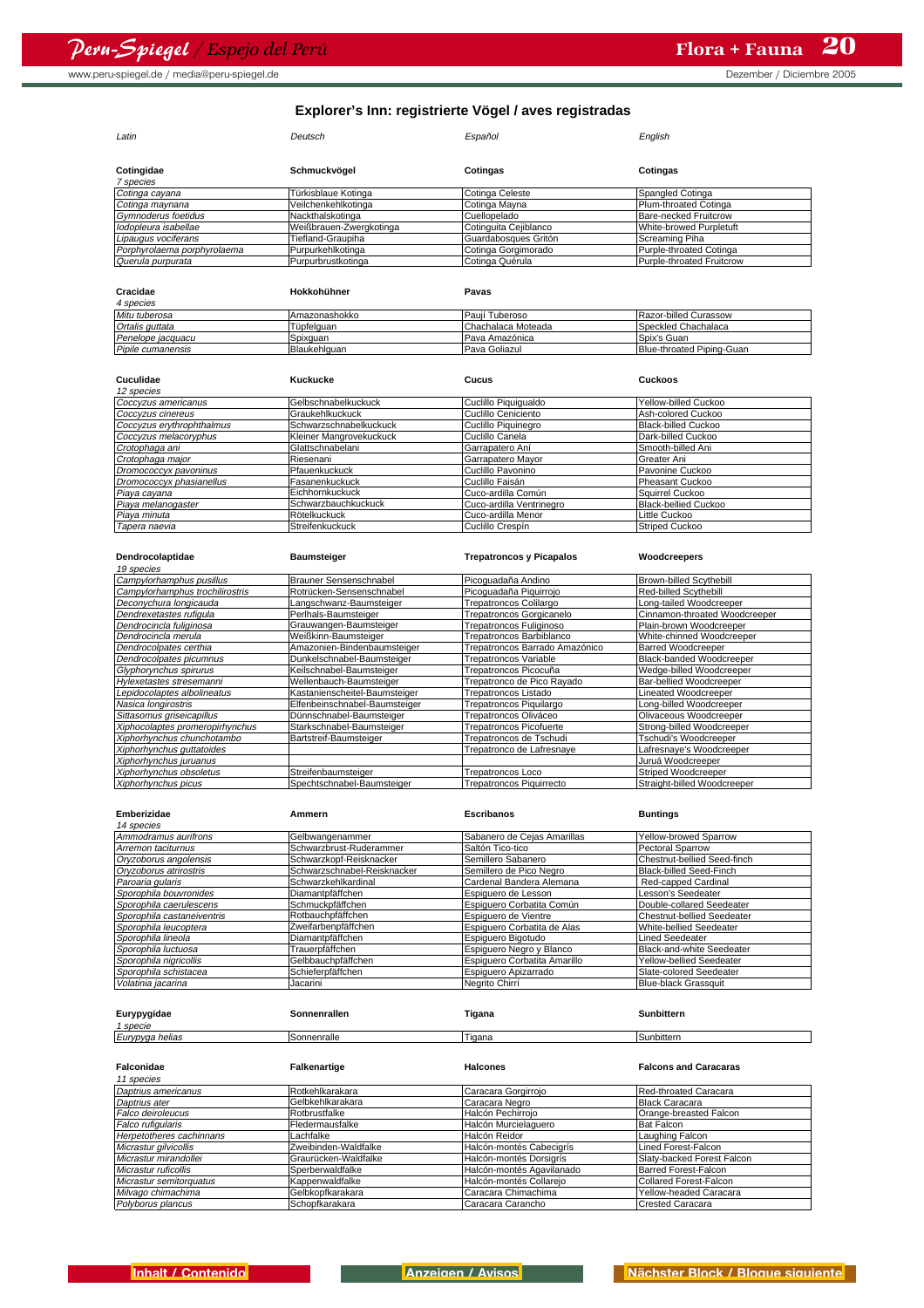## Explorer's Inn: registrierte Vögel / aves registradas

| Latin | Deutsch | Español | English |
|---|---|---|---|
| **Cotingidae** | **Schmuckvögel** | **Cotingas** | **Cotingas** |
| *7 species* | | | |
| *Cotinga cayana* | Türkisblaue Kotinga | Cotinga Celeste | Spangled Cotinga |
| *Cotinga maynana* | Veilchenkehlkotinga | Cotinga Mayna | Plum-throated Cotinga |
| *Gymnoderus foetidus* | Nackthalskotinga | Cuellopelado | Bare-necked Fruitcrow |
| *Iodopleura isabellae* | Weißbrauen-Zwergkotinga | Cotinguita Cejiblanco | White-browed Purpletuft |
| *Lipaugus vociferans* | Tiefland-Graupiha | Guardabosques Gritón | Screaming Piha |
| *Porphyrolaema porphyrolaema* | Purpurkehlkotinga | Cotinga Gorgimorado | Purple-throated Cotinga |
| *Querula purpurata* | Purpurbrustkotinga | Cotinga Quérula | Purple-throated Fruitcrow |
| **Cracidae** | **Hokkohühner** | **Pavas** | |
| *4 species* | | | |
| *Mitu tuberosa* | Amazonashokko | Paují Tuberoso | Razor-billed Curassow |
| *Ortalis guttata* | Tüpfelguan | Chachalaca Moteada | Speckled Chachalaca |
| *Penelope jacquacu* | Spixguan | Pava Amazónica | Spix's Guan |
| *Pipile cumanensis* | Blaukehlguan | Pava Goliazul | Blue-throated Piping-Guan |
| **Cuculidae** | **Kuckucke** | **Cucus** | **Cuckoos** |
| *12 species* | | | |
| *Coccyzus americanus* | Gelbschnabelkuckuck | Cuclillo Piquigualdo | Yellow-billed Cuckoo |
| *Coccyzus cinereus* | Graukehlkuckuck | Cuclillo Ceniciento | Ash-colored Cuckoo |
| *Coccyzus erythrophthalmus* | Schwarzschnabelkuckuck | Cuclillo Piquinegro | Black-billed Cuckoo |
| *Coccyzus melacoryphus* | Kleiner Mangrovekuckuck | Cuclillo Canela | Dark-billed Cuckoo |
| *Crotophaga ani* | Glattschnabelani | Garrapatero Aní | Smooth-billed Ani |
| *Crotophaga major* | Riesenani | Garrapatero Mayor | Greater Ani |
| *Dromococcyx pavoninus* | Pfauenkuckuck | Cuclillo Pavonino | Pavonine Cuckoo |
| *Dromococcyx phasianellus* | Fasanenkuckuck | Cuclillo Faisán | Pheasant Cuckoo |
| *Piaya cayana* | Eichhornkuckuck | Cuco-ardilla Común | Squirrel Cuckoo |
| *Piaya melanogaster* | Schwarzbauchkuckuck | Cuco-ardilla Ventrinegro | Black-bellied Cuckoo |
| *Piaya minuta* | Rötelkuckuck | Cuco-ardilla Menor | Little Cuckoo |
| *Tapera naevia* | Streifenkuckuck | Cuclillo Crespín | Striped Cuckoo |
| **Dendrocolaptidae** | **Baumsteiger** | **Trepatroncos y Picapalos** | **Woodcreepers** |
| *19 species* | | | |
| *Campylorhamphus pusillus* | Brauner Sensenschnabel | Picoguadaña Andino | Brown-billed Scythebill |
| *Campylorhamphus trochilirostris* | Rotrücken-Sensenschnabel | Picoguadaña Piquirrojo | Red-billed Scythebill |
| *Deconychura longicauda* | Langschwanz-Baumsteiger | Trepatroncos Colilargo | Long-tailed Woodcreeper |
| *Dendrexetastes rufigula* | Perlhals-Baumsteiger | Trepatroncos Gorgicanelo | Cinnamon-throated Woodcreeper |
| *Dendrocincla fuliginosa* | Grauwangen-Baumsteiger | Trepatroncos Fuliginoso | Plain-brown Woodcreeper |
| *Dendrocincla merula* | Weißkinn-Baumsteiger | Trepatroncos Barbiblanco | White-chinned Woodcreeper |
| *Dendrocolaptes certhia* | Amazonien-Bindenbaumsteiger | Trepatroncos Barrado Amazónico | Barred Woodcreeper |
| *Dendrocolaptes picumnus* | Dunkelschnabel-Baumsteiger | Trepatroncos Variable | Black-banded Woodcreeper |
| *Glyphorynchus spirurus* | Keilschnabel-Baumsteiger | Trepatroncos Picocuña | Wedge-billed Woodcreeper |
| *Hylexetastes stresemanni* | Wellenbauch-Baumsteiger | Trepatronco de Pico Rayado | Bar-bellied Woodcreeper |
| *Lepidocolaptes albolineatus* | Kastanienscheitel-Baumsteiger | Trepatroncos Listado | Lineated Woodcreeper |
| *Nasica longirostris* | Elfenbeinschnabel-Baumsteiger | Trepatroncos Piquilargo | Long-billed Woodcreeper |
| *Sittasomus griseicapillus* | Dünnschnabel-Baumsteiger | Trepatroncos Oliváceo | Olivaceous Woodcreeper |
| *Xiphocolaptes promeropirhynchus* | Starkschnabel-Baumsteiger | Trepatroncos Picofuerte | Strong-billed Woodcreeper |
| *Xiphorhynchus chunchotambo* | Bartstreif-Baumsteiger | Trepatroncos de Tschudi | Tschudi's Woodcreeper |
| *Xiphorhynchus guttatoides* | | Trepatronco de Lafresnaye | Lafresnaye's Woodcreeper |
| *Xiphorhynchus juruanus* | | | Juruá Woodcreeper |
| *Xiphorhynchus obsoletus* | Streifenbaumsteiger | Trepatroncos Loco | Striped Woodcreeper |
| *Xiphorhynchus picus* | Spechtschnabel-Baumsteiger | Trepatroncos Piquirrecto | Straight-billed Woodcreeper |
| **Emberizidae** | **Ammern** | **Escribanos** | **Buntings** |
| *14 species* | | | |
| *Ammodramus aurifrons* | Gelbwangenammer | Sabanero de Cejas Amarillas | Yellow-browed Sparrow |
| *Arremon taciturnus* | Schwarzbrust-Ruderammer | Saltón Tico-tico | Pectoral Sparrow |
| *Oryzoborus angolensis* | Schwarzkopf-Reisknacker | Semillero Sabanero | Chestnut-bellied Seed-finch |
| *Oryzoborus atrirostris* | Schwarzschnabel-Reisknacker | Semillero de Pico Negro | Black-billed Seed-Finch |
| *Paroaria gularis* | Schwarzkehlkardinal | Cardenal Bandera Alemana | Red-capped Cardinal |
| *Sporophila bouvronides* | Diamantpfäffchen | Espiguero de Lesson | Lesson's Seedeater |
| *Sporophila caerulescens* | Schmuckpfäffchen | Espiguero Corbatita Común | Double-collared Seedeater |
| *Sporophila castaneiventris* | Rotbauchpfäffchen | Espiguero de Vientre | Chestnut-bellied Seedeater |
| *Sporophila leucoptera* | Zweifarbenpfäffchen | Espiguero Corbatita de Alas | White-bellied Seedeater |
| *Sporophila lineola* | Diamantpfäffchen | Espiguero Bigotudo | Lined Seedeater |
| *Sporophila luctuosa* | Trauerpfäffchen | Espiguero Negro y Blanco | Black-and-white Seedeater |
| *Sporophila nigricollis* | Gelbbauchpfäffchen | Espiguero Corbatita Amarillo | Yellow-bellied Seedeater |
| *Sporophila schistacea* | Schieferpfäffchen | Espiguero Apizarrado | Slate-colored Seedeater |
| *Volatinia jacarina* | Jacarini | Negrito Chirrí | Blue-black Grassquit |
| **Eurypygidae** | **Sonnenrallen** | **Tigana** | **Sunbittern** |
| *1 specie* | | | |
| *Eurypyga helias* | Sonnenralle | Tigana | Sunbittern |
| **Falconidae** | **Falkenartige** | **Halcones** | **Falcons and Caracaras** |
| *11 species* | | | |
| *Daptrius americanus* | Rotkehlkarakara | Caracara Gorgirrojo | Red-throated Caracara |
| *Daptrius ater* | Gelbkehlkarakara | Caracara Negro | Black Caracara |
| *Falco deiroleucus* | Rotbrustfalke | Halcón Pechirrojo | Orange-breasted Falcon |
| *Falco rufigularis* | Fledermausfalke | Halcón Murcielaguero | Bat Falcon |
| *Herpetotheres cachinnans* | Lachfalke | Halcón Reidor | Laughing Falcon |
| *Micrastur gilvicollis* | Zweibinden-Waldfalke | Halcón-montés Cabecigrís | Lined Forest-Falcon |
| *Micrastur mirandollei* | Graurücken-Waldfalke | Halcón-montés Dorsigrís | Slaty-backed Forest Falcon |
| *Micrastur ruficollis* | Sperberwaldfalke | Halcón-montés Agavilanado | Barred Forest-Falcon |
| *Micrastur semitorquatus* | Kappenwaldfalke | Halcón-montés Collarejo | Collared Forest-Falcon |
| *Milvago chimachima* | Gelbkopfkarakara | Caracara Chimachima | Yellow-headed Caracara |
| *Polyborus plancus* | Schopfkarakara | Caracara Carancho | Crested Caracara |

Inhalt / Contenido — Anzeigen / Avisos — Nächster Block / Bloque siguiente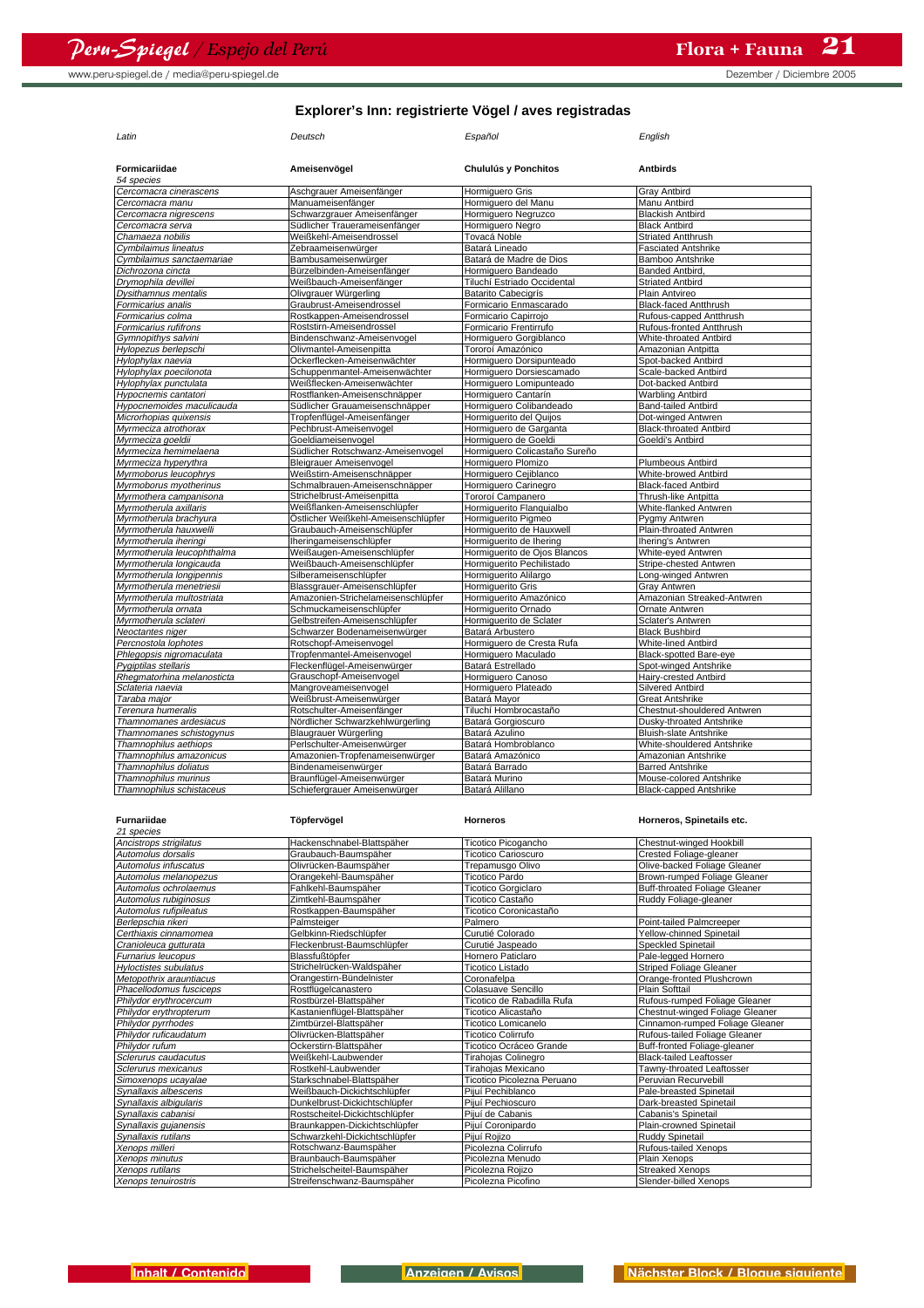## Explorer's Inn: registrierte Vögel / aves registradas

| *Latin* | *Deutsch* | *Español* | *English* |
|---|---|---|---|
| **Formicariidae** *54 species* | **Ameisenvögel** | **Chululús y Ponchitos** | **Antbirds** |
| *Cercomacra cinerascens* | Aschgrauer Ameisenfänger | Hormiguero Gris | Gray Antbird |
| *Cercomacra manu* | Manuameisenfänger | Hormiguero del Manu | Manu Antbird |
| *Cercomacra nigrescens* | Schwarzgrauer Ameisenfänger | Hormiguero Negruzco | Blackish Antbird |
| *Cercomacra serva* | Südlicher Trauerameisenfänger | Hormiguero Negro | Black Antbird |
| *Chamaeza nobilis* | Weißkehl-Ameisendrossel | Tovacá Noble | Striated Antthrush |
| *Cymbilaimus lineatus* | Zebraameisenwürger | Batará Lineado | Fasciated Antshrike |
| *Cymbilaimus sanctaemariae* | Bambusameisenwürger | Batará de Madre de Dios | Bamboo Antshrike |
| *Dichrozona cincta* | Bürzelbinden-Ameisenfänger | Hormiguero Bandeado | Banded Antbird, |
| *Drymophila devillei* | Weißbauch-Ameisenfänger | Tiluchí Estriado Occidental | Striated Antbird |
| *Dysithamnus mentalis* | Olivgrauer Würgerling | Batarito Cabecigris | Plain Antvireo |
| *Formicarius analis* | Graubrust-Ameisendrossel | Formicario Enmascarado | Black-faced Antthrush |
| *Formicarius colma* | Rostkappen-Ameisendrossel | Formicario Capirrojo | Rufous-capped Antthrush |
| *Formicarius rufifrons* | Roststirn-Ameisendrossel | Formicario Frentirrufo | Rufous-fronted Antthrush |
| *Gymnopithys salvini* | Bindenschwanz-Ameisenvogel | Hormiguero Gorgiblanco | White-throated Antbird |
| *Hylopezus berlepschi* | Olivmantel-Ameisenpitta | Tororoí Amazónico | Amazonian Antpitta |
| *Hylophylax naevia* | Ockerflecken-Ameisenwächter | Hormiguero Dorsipunteado | Spot-backed Antbird |
| *Hylophylax poecilonota* | Schuppenmantel-Ameisenwächter | Hormiguero Dorsiescamado | Scale-backed Antbird |
| *Hylophylax punctulata* | Weißflecken-Ameisenwächter | Hormiguero Lomipunteado | Dot-backed Antbird |
| *Hypocnemis cantatori* | Rostflanken-Ameisenschnäpper | Hormiguero Cantarín | Warbling Antbird |
| *Hypocnemoides maculicauda* | Südlicher Grauameisenschnäpper | Hormiguero Colibandeado | Band-tailed Antbird |
| *Microrhopias quixensis* | Tropfenflügel-Ameisenfänger | Hormiguerito del Quijos | Dot-winged Antwren |
| *Myrmeciza atrothorax* | Pechbrust-Ameisenvogel | Hormiguero de Garganta | Black-throated Antbird |
| *Myrmeciza goeldii* | Goeldiameisenvogel | Hormiguero de Goeldi | Goeldi's Antbird |
| *Myrmeciza hemimelaena* | Südlicher Rotschwanz-Ameisenvogel | Hormiguero Colicastaño Sureño | |
| *Myrmeciza hyperythra* | Bleigrauer Ameisenvogel | Hormiguero Plomizo | Plumbeous Antbird |
| *Myrmoborus leucophrys* | Weißstirn-Ameisenschnäpper | Hormiguero Cejiblanco | White-browed Antbird |
| *Myrmoborus myotherinus* | Schmalbrauen-Ameisenschnäpper | Hormiguero Carinegro | Black-faced Antbird |
| *Myrmothera campanisona* | Strichelbrust-Ameisenpitta | Tororoí Campanero | Thrush-like Antpitta |
| *Myrmotherula axillaris* | Weißflanken-Ameisenschlüpfer | Hormiguerito Flanquialbo | White-flanked Antwren |
| *Myrmotherula brachyura* | Östlicher Weißkehl-Ameisenschlüpfer | Hormiguerito Pigmeo | Pygmy Antwren |
| *Myrmotherula hauxwelli* | Graubauch-Ameisenschlüpfer | Hormiguerito de Hauxwell | Plain-throated Antwren |
| *Myrmotherula iheringi* | Iheringameisenschlüpfer | Hormiguerito de Ihering | Ihering's Antwren |
| *Myrmotherula leucophthalma* | Weißaugen-Ameisenschlüpfer | Hormiguerito de Ojos Blancos | White-eyed Antwren |
| *Myrmotherula longicauda* | Weißbauch-Ameisenschlüpfer | Hormiguerito Pechilistado | Stripe-chested Antwren |
| *Myrmotherula longipennis* | Silberameisenschlüpfer | Hormiguerito Alilargo | Long-winged Antwren |
| *Myrmotherula menetriesii* | Blassgrauer-Ameisenschlüpfer | Hormiguerito Gris | Gray Antwren |
| *Myrmotherula multostriata* | Amazonien-Strichelameisenschlüpfer | Hormiguerito Amazónico | Amazonian Streaked-Antwren |
| *Myrmotherula ornata* | Schmuckameisenschlüpfer | Hormiguerito Ornado | Ornate Antwren |
| *Myrmotherula sclateri* | Gelbstreifen-Ameisenschlüpfer | Hormiguerito de Sclater | Sclater's Antwren |
| *Neoctantes niger* | Schwarzer Bodenameisenwürger | Batará Arbustero | Black Bushbird |
| *Percnostola lophotes* | Rotschopf-Ameisenvogel | Hormiguero de Cresta Rufa | White-lined Antbird |
| *Phlegopsis nigromaculata* | Tropfenmantel-Ameisenvogel | Hormiguero Maculado | Black-spotted Bare-eye |
| *Pygiptilas stellaris* | Fleckenflügel-Ameisenwürger | Batará Estrellado | Spot-winged Antshrike |
| *Rhegmatorhina melanosticta* | Grauschopf-Ameisenvogel | Hormiguero Canoso | Hairy-crested Antbird |
| *Sclateria naevia* | Mangroveameisenvogel | Hormiguero Plateado | Silvered Antbird |
| *Taraba major* | Weißbrust-Ameisenwürger | Batará Mayor | Great Antshrike |
| *Terenura humeralis* | Rotschulter-Ameisenfänger | Tiluchí Hombrocastaño | Chestnut-shouldered Antwren |
| *Thamnomanes ardesiacus* | Nördlicher Schwarzkehlwürgerling | Batará Gorgioscuro | Dusky-throated Antshrike |
| *Thamnomanes schistogynus* | Blaugrauer Würgerling | Batará Azulino | Bluish-slate Antshrike |
| *Thamnophilus aethiops* | Perlschulter-Ameisenwürger | Batará Hombroblanco | White-shouldered Antshrike |
| *Thamnophilus amazonicus* | Amazonien-Tropfenameisenwürger | Batará Amazónico | Amazonian Antshrike |
| *Thamnophilus doliatus* | Bindenameisenwürger | Batará Barrado | Barred Antshrike |
| *Thamnophilus murinus* | Braunflügel-Ameisenwürger | Batará Murino | Mouse-colored Antshrike |
| *Thamnophilus schistaceus* | Schiefergrauer Ameisenwürger | Batará Alillano | Black-capped Antshrike |

| *Latin* | *Deutsch* | *Español* | *English* |
|---|---|---|---|
| **Furnariidae** *21 species* | **Töpfervögel** | **Horneros** | **Horneros, Spinetails etc.** |
| *Ancistrops strigilatus* | Hackenschnabel-Blattspäher | Ticotico Picogancho | Chestnut-winged Hookbill |
| *Automolus dorsalis* | Graubauch-Baumspäher | Ticotico Carioscuro | Crested Foliage-gleaner |
| *Automolus infuscatus* | Olivrücken-Baumspäher | Trepamusgo Olivo | Olive-backed Foliage Gleaner |
| *Automolus melanopezus* | Orangekehl-Baumspäher | Ticotico Pardo | Brown-rumped Foliage Gleaner |
| *Automolus ochrolaemus* | Fahlkehl-Baumspäher | Ticotico Gorgiclaro | Buff-throated Foliage Gleaner |
| *Automolus rubiginosus* | Zimtkehl-Baumspäher | Ticotico Castaño | Ruddy Foliage-gleaner |
| *Automolus rufipileatus* | Rostkappen-Baumspäher | Ticotico Coronicastaño | |
| *Berlepschia rikeri* | Palmsteiger | Palmero | Point-tailed Palmcreeper |
| *Certhiaxis cinnamomea* | Gelbkinn-Riedschlüpfer | Curutié Colorado | Yellow-chinned Spinetail |
| *Cranioleuca gutturata* | Fleckenbrust-Baumschlüpfer | Curutié Jaspeado | Speckled Spinetail |
| *Furnarius leucopus* | Blassfußtöpfer | Hornero Paticlaro | Pale-legged Hornero |
| *Hyloctistes subulatus* | Strichelrücken-Waldspäher | Ticotico Listado | Striped Foliage Gleaner |
| *Metopothrix arauntiacus* | Orangestirn-Bündelnister | Coronafelpa | Orange-fronted Plushcrown |
| *Phacellodomus fusciceps* | Rostflügelcanastero | Colasuave Sencillo | Plain Softtail |
| *Philydor erythrocercum* | Rostbürzel-Blattspäher | Ticotico de Rabadilla Rufa | Rufous-rumped Foliage Gleaner |
| *Philydor erythropterum* | Kastanienflügel-Blattspäher | Ticotico Alicastaño | Chestnut-winged Foliage Gleaner |
| *Philydor pyrrhodes* | Zimtbürzel-Blattspäher | Ticotico Lomicanelo | Cinnamon-rumped Foliage Gleaner |
| *Philydor ruficaudatum* | Olivrücken-Blattspäher | Ticotico Colirrufo | Rufous-tailed Foliage Gleaner |
| *Philydor rufum* | Ockerstirn-Blattspäher | Ticotico Ocráceo Grande | Buff-fronted Foliage-gleaner |
| *Sclerurus caudacutus* | Weißkehl-Laubwender | Tirahojas Colinegro | Black-tailed Leaftosser |
| *Sclerurus mexicanus* | Rostkehl-Laubwender | Tirahojas Mexicano | Tawny-throated Leaftosser |
| *Simoxenops ucayalae* | Starkschnabel-Blattspäher | Ticotico Picolezna Peruano | Peruvian Recurvebill |
| *Synallaxis albescens* | Weißbauch-Dickichtschlüpfer | Pijuí Pechiblanco | Pale-breasted Spinetail |
| *Synallaxis albigularis* | Dunkelbrust-Dickichtschlüpfer | Pijuí Pechioscuro | Dark-breasted Spinetail |
| *Synallaxis cabanisi* | Rostscheitel-Dickichtschlüpfer | Pijuí de Cabanis | Cabanis's Spinetail |
| *Synallaxis gujanensis* | Braunkappen-Dickichtschlüpfer | Pijuí Coronipardo | Plain-crowned Spinetail |
| *Synallaxis rutilans* | Schwarzkehl-Dickichtschlüpfer | Pijuí Rojizo | Ruddy Spinetail |
| *Xenops milleri* | Rotschwanz-Baumspäher | Picolezna Colirrufo | Rufous-tailed Xenops |
| *Xenops minutus* | Braunbauch-Baumspäher | Picolezna Menudo | Plain Xenops |
| *Xenops rutilans* | Strichelscheitel-Baumspäher | Picolezna Rojizo | Streaked Xenops |
| *Xenops tenuirostris* | Streifenschwanz-Baumspäher | Picolezna Picofino | Slender-billed Xenops |

Inhalt / Contenido | Anzeigen / Avisos | Nächster Block / Bloque siguiente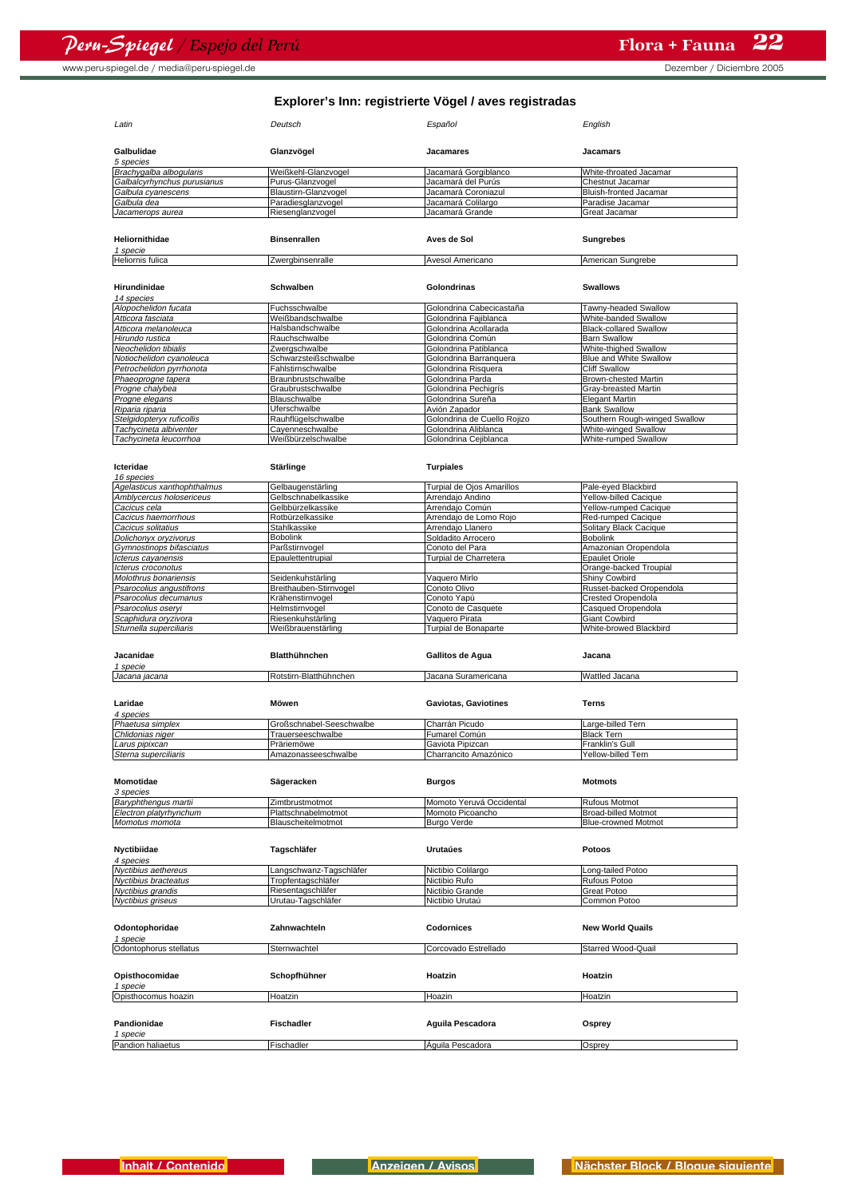## Explorer's Inn: registrierte Vögel / aves registradas

| Latin | Deutsch | Español | English |
|---|---|---|---|
| **Galbulidae** | **Glanzvögel** | **Jacamares** | **Jacamars** |
| *5 species* | | | |
| *Brachygalba albogularis* | Weißkehl-Glanzvogel | Jacamará Gorgiblanco | White-throated Jacamar |
| *Galbalcyrhynchus purusianus* | Purus-Glanzvogel | Jacamará del Purús | Chestnut Jacamar |
| *Galbula cyanescens* | Blaustirn-Glanzvogel | Jacamará Coroniazul | Bluish-fronted Jacamar |
| *Galbula dea* | Paradiesglanzvogel | Jacamará Colilargo | Paradise Jacamar |
| *Jacamerops aurea* | Riesenglanzvogel | Jacamará Grande | Great Jacamar |
| **Heliornithidae** | **Binsenrallen** | **Aves de Sol** | **Sungrebes** |
| *1 specie* | | | |
| Heliornis fulica | Zwergbinsenralle | Avesol Americano | American Sungrebe |
| **Hirundinidae** | **Schwalben** | **Golondrinas** | **Swallows** |
| *14 species* | | | |
| *Alopochelidon fucata* | Fuchsschwalbe | Golondrina Cabecicastaña | Tawny-headed Swallow |
| *Atticora fasciata* | Weißbandschwalbe | Golondrina Fajiblanca | White-banded Swallow |
| *Atticora melanoleuca* | Halsbandschwalbe | Golondrina Acollarada | Black-collared Swallow |
| *Hirundo rustica* | Rauchschwalbe | Golondrina Común | Barn Swallow |
| *Neochelidon tibialis* | Zwergschwalbe | Golondrina Patiblanca | White-thighed Swallow |
| *Notiochelidon cyanoleuca* | Schwarzsteißschwalbe | Golondrina Barranquera | Blue and White Swallow |
| *Petrochelidon pyrrhonota* | Fahlstirnschwalbe | Golondrina Risquera | Cliff Swallow |
| *Phaeoprogne tapera* | Braunbrustschwalbe | Golondrina Parda | Brown-chested Martin |
| *Progne chalybea* | Graubrustschwalbe | Golondrina Pechigrís | Gray-breasted Martin |
| *Progne elegans* | Blauschwalbe | Golondrina Sureña | Elegant Martin |
| *Riparia riparia* | Uferschwalbe | Avión Zapador | Bank Swallow |
| *Stelgidopteryx ruficollis* | Rauhflügelschwalbe | Golondrina de Cuello Rojizo | Southern Rough-winged Swallow |
| *Tachycineta albiventer* | Cayenneschwalbe | Golondrina Aliblanca | White-winged Swallow |
| *Tachycineta leucorrhoa* | Weißbürzelschwalbe | Golondrina Cejiblanca | White-rumped Swallow |
| **Icteridae** | **Stärlinge** | **Turpiales** | |
| *16 species* | | | |
| *Agelasticus xanthophthalmus* | Gelbaugenstärling | Turpial de Ojos Amarillos | Pale-eyed Blackbird |
| *Amblycercus holosericeus* | Gelbschnabelkassike | Arrendajo Andino | Yellow-billed Cacique |
| *Cacicus cela* | Gelbbürzelkassike | Arrendajo Común | Yellow-rumped Cacique |
| *Cacicus haemorrhous* | Rotbürzelkassike | Arrendajo de Lomo Rojo | Red-rumped Cacique |
| *Cacicus solitatius* | Stahlkassike | Arrendajo Llanero | Solitary Black Cacique |
| *Dolichonyx oryzivorus* | Bobolink | Soldadito Arrocero | Bobolink |
| *Gymnostinops bifasciatus* | Parßstirnvogel | Conoto del Para | Amazonian Oropendola |
| *Icterus cayanensis* | Epaulettentrupial | Turpial de Charretera | Epaulet Oriole |
| *Icterus croconotus* | | | Orange-backed Troupial |
| *Molothrus bonariensis* | Seidenkuhstärling | Vaquero Mirlo | Shiny Cowbird |
| *Psarocolius angustifrons* | Breithauben-Stirnvogel | Conoto Olivo | Russet-backed Oropendola |
| *Psarocolius decumanus* | Krähenstirnvogel | Conoto Yapú | Crested Oropendola |
| *Psarocolius oseryi* | Helmstirnvogel | Conoto de Casquete | Casqued Oropendola |
| *Scaphidura oryzivora* | Riesenkuhstärling | Vaquero Pirata | Giant Cowbird |
| *Sturnella superciliaris* | Weißbrauenstärling | Turpial de Bonaparte | White-browed Blackbird |
| **Jacanidae** | **Blatthühnchen** | **Gallitos de Agua** | **Jacana** |
| *1 specie* | | | |
| *Jacana jacana* | Rotstirn-Blatthühnchen | Jacana Suramericana | Wattled Jacana |
| **Laridae** | **Möwen** | **Gaviotas, Gaviotines** | **Terns** |
| *4 species* | | | |
| *Phaetusa simplex* | Großschnabel-Seeschwalbe | Charrán Picudo | Large-billed Tern |
| *Chlidonias niger* | Trauerseeschwalbe | Fumarel Común | Black Tern |
| *Larus pipixcan* | Präriemöwe | Gaviota Pipizcan | Franklin's Gull |
| *Sterna superciliaris* | Amazonasseeschwalbe | Charrancito Amazónico | Yellow-billed Tern |
| **Momotidae** | **Sägeracken** | **Burgos** | **Motmots** |
| *3 species* | | | |
| *Baryphthengus martii* | Zimtbrustmotmot | Momoto Yeruvá Occidental | Rufous Motmot |
| *Electron platyrhynchum* | Plattschnabelmotmot | Momoto Picoancho | Broad-billed Motmot |
| *Momotus momota* | Blauscheitelmotmot | Burgo Verde | Blue-crowned Motmot |
| **Nyctibiidae** | **Tagschläfer** | **Urutaúes** | **Potoos** |
| *4 species* | | | |
| *Nyctibius aethereus* | Langschwanz-Tagschläfer | Nictibio Colilargo | Long-tailed Potoo |
| *Nyctibius bracteatus* | Tropfentagschläfer | Nictibio Rufo | Rufous Potoo |
| *Nyctibius grandis* | Riesentagschläfer | Nictibio Grande | Great Potoo |
| *Nyctibius griseus* | Urutau-Tagschläfer | Nictibio Urutaú | Common Potoo |
| **Odontophoridae** | **Zahnwachteln** | **Codornices** | **New World Quails** |
| *1 specie* | | | |
| Odontophorus stellatus | Sternwachtel | Corcovado Estrellado | Starred Wood-Quail |
| **Opisthocomidae** | **Schopfhühner** | **Hoatzin** | **Hoatzin** |
| *1 specie* | | | |
| Opisthocomus hoazin | Hoatzin | Hoazin | Hoatzin |
| **Pandionidae** | **Fischadler** | **Aguila Pescadora** | **Osprey** |
| *1 specie* | | | |
| Pandion haliaetus | Fischadler | Águila Pescadora | Osprey |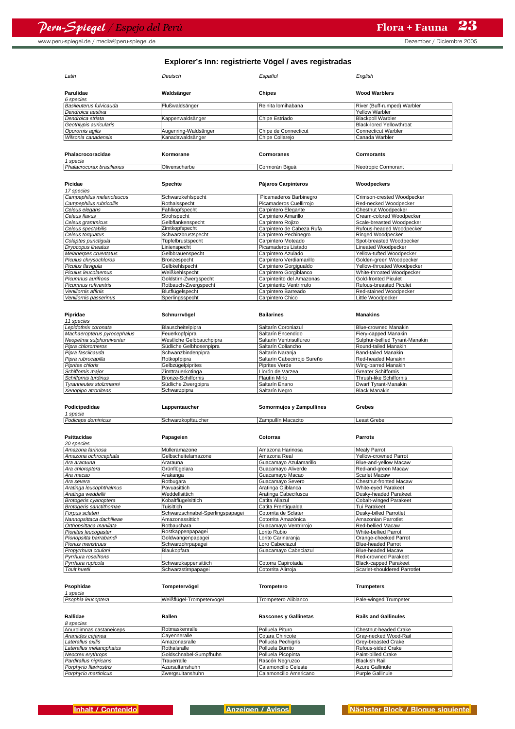## Explorer's Inn: registrierte Vögel / aves registradas

| *Latin* | *Deutsch* | *Español* | *English* |
|---|---|---|---|
| **Parulidae** | **Waldsänger** | **Chipes** | **Wood Warblers** |
| *6 species* | | | |
| *Basileuterus fulvicauda* | Flußwaldsänger | Reinita lomihabana | River (Buff-rumped) Warbler |
| *Dendroica aestiva* | | | Yellow Warbler |
| *Dendroica striata* | Kappenwaldsänger | Chipe Estriado | Blackpoll Warbler |
| *Geothlypis auricularis* | | | Black-lored Yellowthroat |
| *Oporornis agilis* | Augenring-Waldsänger | Chipe de Connecticut | Connecticut Warbler |
| *Wilsonia canadensis* | Kanadawaldsänger | Chipe Collarejo | Canada Warbler |
| **Phalacrocoracidae** | **Kormorane** | **Cormoranes** | **Cormorants** |
| *1 specie* | | | |
| *Phalacrocorax brasilianus* | Olivenscharbe | Cormorán Biguá | Neotropic Cormorant |
| **Picidae** | **Spechte** | **Pájaros Carpinteros** | **Woodpeckers** |
| *17 species* | | | |
| *Campephilus melanoleucos* | Schwarzkehlspecht | Picamaderos Barbinegro | Crimson-crested Woodpecker |
| *Campephilus rubricollis* | Rothalsspecht | Picamaderos Cuellirrojo | Red-necked Woodpecker |
| *Celeus elegans* | Fahlkopfspecht | Carpintero Elegante | Chestnut Woodpecker |
| *Celeus flavus* | Strohspecht | Carpintero Amarillo | Cream-colored Woodpecker |
| *Celeus grammicus* | Gelbflankenspecht | Carpintero Rojizo | Scale-breasted Woodpecker |
| *Celeus spectabilis* | Zimtkopfspecht | Carpintero de Cabeza Rufa | Rufous-headed Woodpecker |
| *Celeus torquatus* | Schwarzbrustspecht | Carpintero Pechinegro | Ringed Woodpecker |
| *Colaptes punctigula* | Tüpfelbrustspecht | Carpintero Moteado | Spot-breasted Woodpecker |
| *Dryocopus lineatus* | Linienspecht | Picamaderos Listado | Lineated Woodpecker |
| *Melanerpes cruentatus* | Gelbbrauenspecht | Carpintero Azulado | Yellow-tufted Woodpecker |
| *Piculus chrysochloros* | Bronzespecht | Carpintero Verdiamarillo | Golden-green Woodpecker |
| *Piculus flavigula* | Gelbkehlspecht | Carpintero Gorgigualdo | Yellow-throated Woodpecker |
| *Piculus leucolaemus* | Weißkehlspecht | Carpintero Gorgiblanco | White-throated Woodpecker |
| *Picumnus aurifrons* | Goldstirn-Zwergspecht | Carpinterito del Amazonas | Gold-fronted Piculet |
| *Picumnus rufiventris* | Rotbauch-Zwergspecht | Carpinterito Ventrirrufo | Rufous-breasted Piculet |
| *Veniliornis affinis* | Blutflügelspecht | Carpintero Barreado | Red-stained Woodpecker |
| *Veniliornis passerinus* | Sperlingsspecht | Carpintero Chico | Little Woodpecker |
| **Pipridae** | **Schnurrvögel** | **Bailarines** | **Manakins** |
| *11 species* | | | |
| *Lepidothrix coronata* | Blauscheitelpipra | Saltarín Coroniazul | Blue-crowned Manakin |
| *Machaeropterus pyrocephalus* | Feuerkopfpipra | Saltarín Encendido | Fiery-capped Manakin |
| *Neopelma sulphureiventer* | Westliche Gelbbauchpipra | Saltarín Ventrisulfúreo | Sulphur-bellied Tyrant-Manakin |
| *Pipra chloromeros* | Südliche Gelbhosenpipra | Saltarín Coliancho | Round-tailed Manakin |
| *Pipra fasciicauda* | Schwanzbindenpipra | Saltarín Naranja | Band-tailed Manakin |
| *Pipra rubrocapilla* | Rotkopfpipra | Saltarín Cabecirrojo Sureño | Red-headed Manakin |
| *Piprites chloris* | Gelbzügelpiprites | Piprites Verde | Wing-barred Manakin |
| *Schiffornis major* | Zimttrauerkotinga | Llorón de Varzea | Greater Schiffornis |
| *Schiffornis turdinus* | Bronze-Schiffornis | Flautín Mirlo | Thrush-like Schiffornis |
| *Tyranneutes stolzmanni* | Südliche Zwergpipra | Saltarín Enano | Dwarf Tyrant-Manakin |
| *Xenopipo atronitens* | Schwarzpipra | Saltarín Negro | Black Manakin |
| **Podicipedidae** | **Lappentaucher** | **Somormujos y Zampullines** | **Grebes** |
| *1 specie* | | | |
| *Podiceps dominicus* | Schwarzkopftaucher | Zampullín Macacito | Least Grebe |
| **Psittacidae** | **Papageien** | **Cotorras** | **Parrots** |
| *20 species* | | | |
| *Amazona farinosa* | Mülleramazone | Amazona Harinosa | Mealy Parrot |
| *Amazona ochrocephala* | Gelbscheitelamazone | Amazona Real | Yellow-crowned Parrot |
| *Ara ararauna* | Ararauna | Guacamayo Azulamarillo | Blue-and-yellow Macaw |
| *Ara chloroptera* | Grünflügelara | Guacamayo Aliverde | Red-and-green Macaw |
| *Ara macao* | Arakanga | Guacamayo Macao | Scarlet Macaw |
| *Ara severa* | Rotbugara | Guacamayo Severo | Chestnut-fronted Macaw |
| *Aratinga leucophthalmus* | Pavuasittich | Aratinga Ojiblanca | White-eyed Parakeet |
| *Aratinga weddellii* | Weddellsittich | Aratinga Cabecifusca | Dusky-headed Parakeet |
| *Brotogeris cyanoptera* | Kobaltflügelsittich | Catita Aliazul | Cobalt-winged Parakeet |
| *Brotogeris sanctithomae* | Tuisittich | Catita Frentigualda | Tui Parakeet |
| *Forpus sclateri* | Schwarzschnabel-Sperlingspapagei | Cotorrita de Sclater | Dusky-billed Parrotlet |
| *Nannopsittaca dachilleae* | Amazonassittich | Cotorrita Amazónica | Amazonian Parrotlet |
| *Orthopsittaca manilata* | Rotbauchara | Guacamayo Ventrirrojo | Red-bellied Macaw |
| *Pionites leucogaster* | Rostkappenpapagei | Lorito Rubio | White-bellied Parrot |
| *Pionopsitta barrabandi* | Goldwangenpapagei | Lorito Carinaranja | Orange-cheeked Parrot |
| *Pionus menstruus* | Schwarzohrpapagei | Loro Cabeciazul | Blue-headed Parrot |
| *Propyrrhura couloni* | Blaukopfara | Guacamayo Cabeciazul | Blue-headed Macaw |
| *Pyrrhura roseifrons* | | | Red-crowned Parakeet |
| *Pyrrhura rupicola* | Schwarzkappensittich | Cotorra Capirotada | Black-capped Parakeet |
| *Touit huetii* | Schwarzstirnpapagei | Cotorrita Alirroja | Scarlet-shouldered Parrotlet |
| **Psophidae** | **Tompetervögel** | **Trompetero** | **Trumpeters** |
| *1 specie* | | | |
| *Psophia leucoptera* | Weißflügel-Trompetervogel | Trompetero Aliblanco | Pale-winged Trumpeter |
| **Rallidae** | **Rallen** | **Rascones y Gallinetas** | **Rails and Gallinules** |
| *8 species* | | | |
| *Anurolimnas castaneiceps* | Rotmaskenralle | Polluela Pituro | Chestnut-headed Crake |
| *Aramides cajanea* | Cayenneralle | Cotara Chiricote | Gray-necked Wood-Rail |
| *Laterallus exilis* | Amazonasralle | Polluela Pechigrís | Grey-breasted Crake |
| *Laterallus melanophaius* | Rothalsralle | Polluela Burrito | Rufous-sided Crake |
| *Neocrex erythrops* | Goldschnabel-Sumpfhuhn | Polluela Picopinta | Paint-billed Crake |
| *Pardirallus nigricans* | Trauerralle | Rascón Negruzco | Blackish Rail |
| *Porphyrio flavirostris* | Azursultanshuhn | Calamoncillo Celeste | Azure Gallinule |
| *Porphyrio martinicus* | Zwergsultanshuhn | Calamoncillo Americano | Purple Gallinule |

Inhalt / Contenido | Anzeigen / Avisos | Nächster Block / Bloque siguiente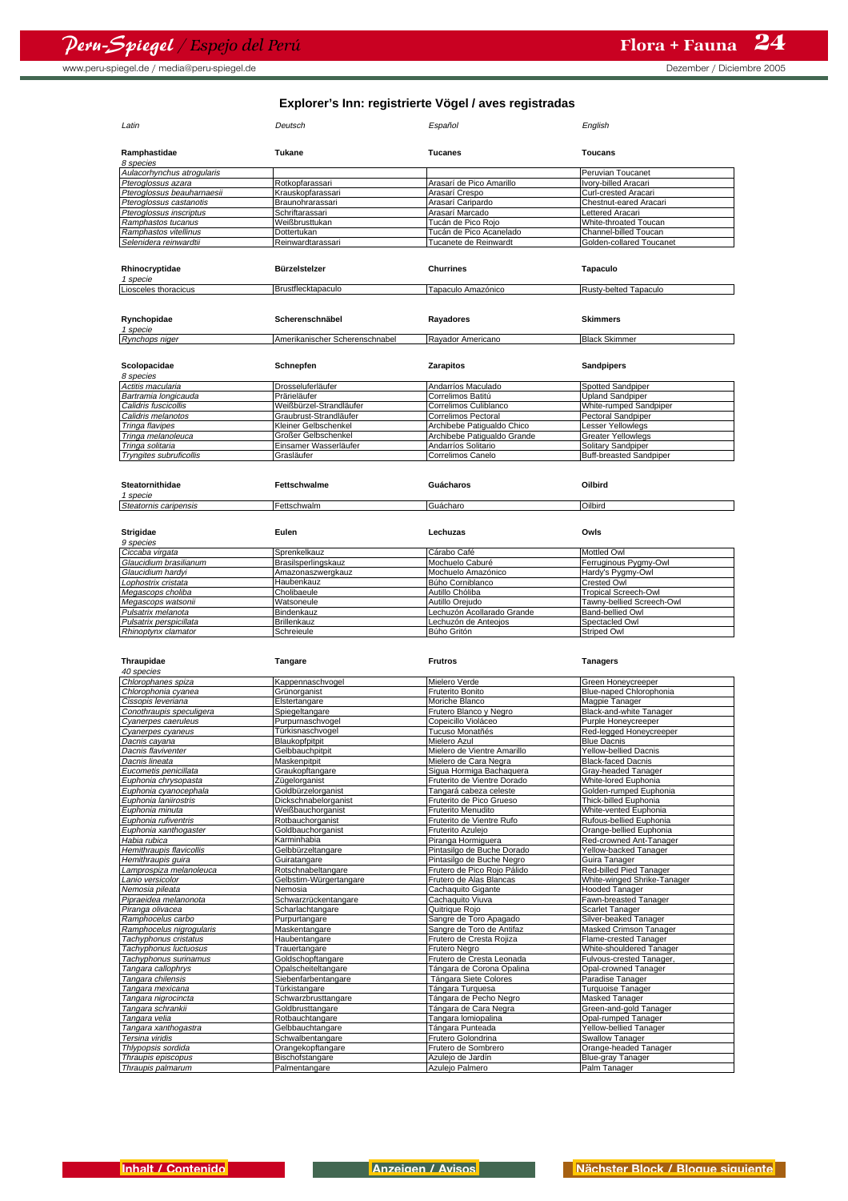## Explorer's Inn: registrierte Vögel / aves registradas

| Latin | Deutsch | Español | English |
|---|---|---|---|
| **Ramphastidae** | **Tukane** | **Tucanes** | **Toucans** |
| *8 species* | | | |
| *Aulacorhynchus atrogularis* | | | Peruvian Toucanet |
| *Pteroglossus azara* | Rotkopfarassari | Arasarí de Pico Amarillo | Ivory-billed Aracari |
| *Pteroglossus beauharnaesii* | Krauskopfarassari | Arasarí Crespo | Curl-crested Aracari |
| *Pteroglossus castanotis* | Braunohrarassari | Arasarí Caripardo | Chestnut-eared Aracari |
| *Pteroglossus inscriptus* | Schriftarassari | Arasarí Marcado | Lettered Aracari |
| *Ramphastos tucanus* | Weißbrusttukan | Tucán de Pico Rojo | White-throated Toucan |
| *Ramphastos vitellinus* | Dottertukan | Tucán de Pico Acanelado | Channel-billed Toucan |
| *Selenidera reinwardtii* | Reinwardtarassari | Tucanete de Reinwardt | Golden-collared Toucanet |

| Latin | Deutsch | Español | English |
|---|---|---|---|
| **Rhinocryptidae** | **Bürzelstelzer** | **Churrines** | **Tapaculo** |
| *1 specie* | | | |
| *Liosceles thoracicus* | Brustflecktapaculo | Tapaculo Amazónico | Rusty-belted Tapaculo |

| Latin | Deutsch | Español | English |
|---|---|---|---|
| **Rynchopidae** | **Scherenschnäbel** | **Rayadores** | **Skimmers** |
| *1 specie* | | | |
| *Rynchops niger* | Amerikanischer Scherenschnabel | Rayador Americano | Black Skimmer |

| Latin | Deutsch | Español | English |
|---|---|---|---|
| **Scolopacidae** | **Schnepfen** | **Zarapitos** | **Sandpipers** |
| *8 species* | | | |
| *Actitis macularia* | Drosseluferläufer | Andarríos Maculado | Spotted Sandpiper |
| *Bartramia longicauda* | Prärieläufer | Correlimos Batitú | Upland Sandpiper |
| *Calidris fuscicollis* | Weißbürzel-Strandläufer | Correlimos Culiblanco | White-rumped Sandpiper |
| *Calidris melanotos* | Graubrust-Strandläufer | Correlimos Pectoral | Pectoral Sandpiper |
| *Tringa flavipes* | Kleiner Gelbschenkel | Archibebe Patigualdo Chico | Lesser Yellowlegs |
| *Tringa melanoleuca* | Großer Gelbschenkel | Archibebe Patigualdo Grande | Greater Yellowlegs |
| *Tringa solitaria* | Einsamer Wasserläufer | Andarríos Solitario | Solitary Sandpiper |
| *Tryngites subruficollis* | Grasläufer | Correlimos Canelo | Buff-breasted Sandpiper |

| Latin | Deutsch | Español | English |
|---|---|---|---|
| **Steatornithidae** | **Fettschwalme** | **Guácharos** | **Oilbird** |
| *1 specie* | | | |
| *Steatornis caripensis* | Fettschwalm | Guácharo | Oilbird |

| Latin | Deutsch | Español | English |
|---|---|---|---|
| **Strigidae** | **Eulen** | **Lechuzas** | **Owls** |
| *9 species* | | | |
| *Ciccaba virgata* | Sprenkelkauz | Cárabo Café | Mottled Owl |
| *Glaucidium brasilianum* | Brasilsperlingskauz | Mochuelo Caburé | Ferruginous Pygmy-Owl |
| *Glaucidium hardyi* | Amazonaszwergkauz | Mochuelo Amazónico | Hardy's Pygmy-Owl |
| *Lophostrix cristata* | Haubenkauz | Búho Corniblanco | Crested Owl |
| *Megascops choliba* | Cholibaeule | Autillo Chóliba | Tropical Screech-Owl |
| *Megascops watsonii* | Watsoneule | Autillo Orejudo | Tawny-bellied Screech-Owl |
| *Pulsatrix melanota* | Bindenkauz | Lechuzón Acollarado Grande | Band-bellied Owl |
| *Pulsatrix perspicillata* | Brillenkauz | Lechuzón de Anteojos | Spectacled Owl |
| *Rhinoptynx clamator* | Schreieule | Búho Gritón | Striped Owl |

| Latin | Deutsch | Español | English |
|---|---|---|---|
| **Thraupidae** | **Tangare** | **Frutros** | **Tanagers** |
| *40 species* | | | |
| *Chlorophanes spiza* | Kappennaschvogel | Mielero Verde | Green Honeycreeper |
| *Chlorophonia cyanea* | Grünorganist | Fruterito Bonito | Blue-naped Chlorophonia |
| *Cissopis leveriana* | Elstertangare | Moriche Blanco | Magpie Tanager |
| *Conothraupis speculigera* | Spiegeltangare | Frutero Blanco y Negro | Black-and-white Tanager |
| *Cyanerpes caeruleus* | Purpurnaschvogel | Copeicillo Violáceo | Purple Honeycreeper |
| *Cyanerpes cyaneus* | Türkisnaschvogel | Tucuso Monañés | Red-legged Honeycreeper |
| *Dacnis cayana* | Blaukopfpitpit | Mielero Azul | Blue Dacnis |
| *Dacnis flaviventer* | Gelbbauchpitpit | Mielero de Vientre Amarillo | Yellow-bellied Dacnis |
| *Dacnis lineata* | Maskenpitpit | Mielero de Cara Negra | Black-faced Dacnis |
| *Eucometis penicillata* | Graukopftangare | Sigua Hormiga Bachaquera | Gray-headed Tanager |
| *Euphonia chrysopasta* | Zügelorganist | Fruterito de Vientre Dorado | White-lored Euphonia |
| *Euphonia cyanocephala* | Goldbürzelorganist | Tangará cabeza celeste | Golden-rumped Euphonia |
| *Euphonia laniirostris* | Dickschnabelorganist | Fruterito de Pico Grueso | Thick-billed Euphonia |
| *Euphonia minuta* | Weißbauchorganist | Fruterito Menudito | White-vented Euphonia |
| *Euphonia rufiventris* | Rotbauchorganist | Fruterito de Vientre Rufo | Rufous-bellied Euphonia |
| *Euphonia xanthogaster* | Goldbauchorganist | Fruterito Azulejo | Orange-bellied Euphonia |
| *Habia rubica* | Karminhabia | Piranga Hormiguera | Red-crowned Ant-Tanager |
| *Hemithraupis flavicollis* | Gelbbürzeltangare | Pintasilgo de Buche Dorado | Yellow-backed Tanager |
| *Hemithraupis guira* | Guiratangare | Pintasilgo de Buche Negro | Guira Tanager |
| *Lamprospiza melanoleuca* | Rotschnabeltangare | Frutero de Pico Rojo Pálido | Red-billed Pied Tanager |
| *Lanio versicolor* | Gelbstirn-Würgertangare | Frutero de Alas Blancas | White-winged Shrike-Tanager |
| *Nemosia pileata* | Nemosia | Cachaquito Gigante | Hooded Tanager |
| *Pipraeidea melanonota* | Schwarzrückentangare | Cachaquito Viuva | Fawn-breasted Tanager |
| *Piranga olivacea* | Scharlachtangare | Quitrique Rojo | Scarlet Tanager |
| *Ramphocelus carbo* | Purpurtangare | Sangre de Toro Apagado | Silver-beaked Tanager |
| *Ramphocelus nigrogularis* | Maskentangare | Sangre de Toro de Antifaz | Masked Crimson Tanager |
| *Tachyphonus cristatus* | Haubentangare | Frutero de Cresta Rojiza | Flame-crested Tanager |
| *Tachyphonus luctuosus* | Trauertangare | Frutero Negro | White-shouldered Tanager |
| *Tachyphonus surinamus* | Goldschopftangare | Frutero de Cresta Leonada | Fulvous-crested Tanager, |
| *Tangara callophrys* | Opalscheiteltangare | Tángara de Corona Opalina | Opal-crowned Tanager |
| *Tangara chilensis* | Siebenfarbentangare | Tángara Siete Colores | Paradise Tanager |
| *Tangara mexicana* | Türkistangare | Tángara Turquesa | Turquoise Tanager |
| *Tangara nigrocincta* | Schwarzbrusttangare | Tángara de Pecho Negro | Masked Tanager |
| *Tangara schrankii* | Goldbrusttangare | Tángara de Cara Negra | Green-and-gold Tanager |
| *Tangara velia* | Rotbauchtangare | Tangara Iomiopalina | Opal-rumped Tanager |
| *Tangara xanthogastra* | Gelbbauchtangare | Tángara Punteada | Yellow-bellied Tanager |
| *Tersina viridis* | Schwalbentangare | Frutero Golondrina | Swallow Tanager |
| *Thlypopsis sordida* | Orangekopftangare | Frutero de Sombrero | Orange-headed Tanager |
| *Thraupis episcopus* | Bischofstangare | Azulejo de Jardín | Blue-gray Tanager |
| *Thraupis palmarum* | Palmentangare | Azulejo Palmero | Palm Tanager |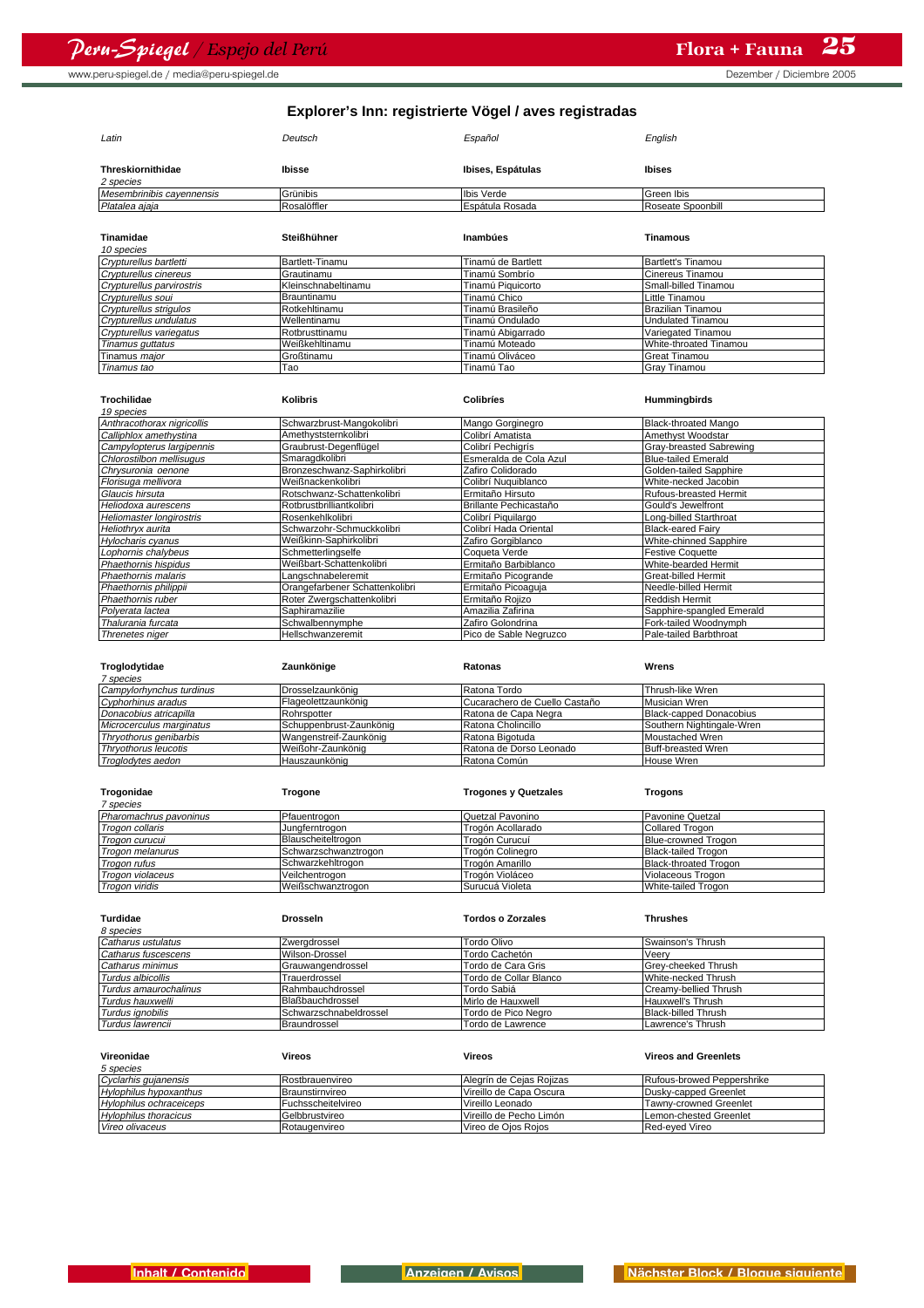## Explorer's Inn: registrierte Vögel / aves registradas

| *Latin* | *Deutsch* | *Español* | *English* |
|---|---|---|---|
| **Threskiornithidae** | **Ibisse** | **Ibises, Espátulas** | **Ibises** |
| *2 species* | | | |
| *Mesembrinibis cayennensis* | Grünibis | Ibis Verde | Green Ibis |
| *Platalea ajaja* | Rosalöffler | Espátula Rosada | Roseate Spoonbill |

| *Latin* | *Deutsch* | *Español* | *English* |
|---|---|---|---|
| **Tinamidae** | **Steißhühner** | **Inambúes** | **Tinamous** |
| *10 species* | | | |
| *Crypturellus bartletti* | Bartlett-Tinamu | Tinamú de Bartlett | Bartlett's Tinamou |
| *Crypturellus cinereus* | Grautinamu | Tinamú Sombrío | Cinereus Tinamou |
| *Crypturellus parvirostris* | Kleinschnabeltinamu | Tinamú Piquicorto | Small-billed Tinamou |
| *Crypturellus soui* | Brauntinamu | Tinamú Chico | Little Tinamou |
| *Crypturellus strigulos* | Rotkehltinamu | Tinamú Brasileño | Brazilian Tinamou |
| *Crypturellus undulatus* | Wellentinamu | Tinamú Ondulado | Undulated Tinamou |
| *Crypturellus variegatus* | Rotbrusttinamu | Tinamú Abigarrado | Variegated Tinamou |
| *Tinamus guttatus* | Weißkehltinamu | Tinamú Moteado | White-throated Tinamou |
| *Tinamus major* | Großtinamu | Tinamú Oliváceo | Great Tinamou |
| *Tinamus tao* | Tao | Tinamú Tao | Gray Tinamou |

| *Latin* | *Deutsch* | *Español* | *English* |
|---|---|---|---|
| **Trochilidae** | **Kolibris** | **Colibríes** | **Hummingbirds** |
| *19 species* | | | |
| *Anthracothorax nigricollis* | Schwarzbrust-Mangokolibri | Mango Gorginegro | Black-throated Mango |
| *Calliphlox amethystina* | Amethyststernkolibri | Colibrí Amatista | Amethyst Woodstar |
| *Campylopterus largipennis* | Graubrust-Degenflügel | Colibrí Pechigris | Gray-breasted Sabrewing |
| *Chlorostilbon mellisugus* | Smaragdkolibri | Esmeralda de Cola Azul | Blue-tailed Emerald |
| *Chrysuronia oenone* | Bronzeschwanz-Saphirkolibri | Zafiro Colidorado | Golden-tailed Sapphire |
| *Florisuga mellivora* | Weißnackenkolibri | Colibrí Nuquiblanco | White-necked Jacobin |
| *Glaucis hirsuta* | Rotschwanz-Schattenkolibri | Ermitaño Hirsuto | Rufous-breasted Hermit |
| *Heliodoxa aurescens* | Rotbrustbrilliantkolibri | Brillante Pechicastaño | Gould's Jewelfront |
| *Heliomaster longirostris* | Rosenkehlkolibri | Colibrí Piquilargo | Long-billed Starthroat |
| *Heliothryx aurita* | Schwarzohr-Schmuckkolibri | Colibrí Hada Oriental | Black-eared Fairy |
| *Hylocharis cyanus* | Weißkinn-Saphirkolibri | Zafiro Gorgiblanco | White-chinned Sapphire |
| *Lophornis chalybeus* | Schmetterlingselfe | Coqueta Verde | Festive Coquette |
| *Phaethornis hispidus* | Weißbart-Schattenkolibri | Ermitaño Barbiblanco | White-bearded Hermit |
| *Phaethornis malaris* | Langschnabeleremit | Ermitaño Picogrande | Great-billed Hermit |
| *Phaethornis philippii* | Orangefarbener Schattenkolibri | Ermitaño Picoaguja | Needle-billed Hermit |
| *Phaethornis ruber* | Roter Zwergschattenkolibri | Ermitaño Rojizo | Reddish Hermit |
| *Polyerata lactea* | Saphiramazilie | Amazilia Zafirina | Sapphire-spangled Emerald |
| *Thalurania furcata* | Schwalbennymphe | Zafiro Golondrina | Fork-tailed Woodnymph |
| *Threnetes niger* | Hellschwanzeremit | Pico de Sable Negruzco | Pale-tailed Barbthroat |

| *Latin* | *Deutsch* | *Español* | *English* |
|---|---|---|---|
| **Troglodytidae** | **Zaunkönige** | **Ratonas** | **Wrens** |
| *7 species* | | | |
| *Campylorhynchus turdinus* | Drosselzaunkönig | Ratona Tordo | Thrush-like Wren |
| *Cyphorhinus aradus* | Flageolettzaunkönig | Cucarachero de Cuello Castaño | Musician Wren |
| *Donacobius atricapilla* | Rohrspotter | Ratona de Capa Negra | Black-capped Donacobius |
| *Microcerculus marginatus* | Schuppenbrust-Zaunkönig | Ratona Cholincillo | Southern Nightingale-Wren |
| *Thryothorus genibarbis* | Wangenstreif-Zaunkönig | Ratona Bigotuda | Moustached Wren |
| *Thryothorus leucotis* | Weißohr-Zaunkönig | Ratona de Dorso Leonado | Buff-breasted Wren |
| *Troglodytes aedon* | Hauszaunkönig | Ratona Común | House Wren |

| *Latin* | *Deutsch* | *Español* | *English* |
|---|---|---|---|
| **Trogonidae** | **Trogone** | **Trogones y Quetzales** | **Trogons** |
| *7 species* | | | |
| *Pharomachrus pavoninus* | Pfauentrogon | Quetzal Pavonino | Pavonine Quetzal |
| *Trogon collaris* | Jungferntrogon | Trogón Acollarado | Collared Trogon |
| *Trogon curucui* | Blauscheiteltrogon | Trogón Curucuí | Blue-crowned Trogon |
| *Trogon melanurus* | Schwarzschwanztrogon | Trogón Colinegro | Black-tailed Trogon |
| *Trogon rufus* | Schwarzkehltrogon | Trogón Amarillo | Black-throated Trogon |
| *Trogon violaceus* | Veilchentrogon | Trogón Violáceo | Violaceous Trogon |
| *Trogon viridis* | Weißschwanztrogon | Surucuá Violeta | White-tailed Trogon |

| *Latin* | *Deutsch* | *Español* | *English* |
|---|---|---|---|
| **Turdidae** | **Drosseln** | **Tordos o Zorzales** | **Thrushes** |
| *8 species* | | | |
| *Catharus ustulatus* | Zwergdrossel | Tordo Olivo | Swainson's Thrush |
| *Catharus fuscescens* | Wilson-Drossel | Tordo Cachetón | Veery |
| *Catharus minimus* | Grauwangendrossel | Tordo de Cara Gris | Grey-cheeked Thrush |
| *Turdus albicollis* | Trauerdrossel | Tordo de Collar Blanco | White-necked Thrush |
| *Turdus amaurochalinus* | Rahmbauchdrossel | Tordo Sabiá | Creamy-bellied Thrush |
| *Turdus hauxwelli* | Blaßbauchdrossel | Mirlo de Hauxwell | Hauxwell's Thrush |
| *Turdus ignobilis* | Schwarzschnabeldrossel | Tordo de Pico Negro | Black-billed Thrush |
| *Turdus lawrencii* | Braundrossel | Tordo de Lawrence | Lawrence's Thrush |

| *Latin* | *Deutsch* | *Español* | *English* |
|---|---|---|---|
| **Vireonidae** | **Vireos** | **Vireos** | **Vireos and Greenlets** |
| *5 species* | | | |
| *Cyclarhis gujanensis* | Rostbrauenvireo | Alegrín de Cejas Rojizas | Rufous-browed Peppershrike |
| *Hylophilus hypoxanthus* | Braunstirnvireo | Vireillo de Capa Oscura | Dusky-capped Greenlet |
| *Hylophilus ochraceiceps* | Fuchsscheitelvireo | Vireillo Leonado | Tawny-crowned Greenlet |
| *Hylophilus thoracicus* | Gelbbrustvireo | Vireillo de Pecho Limón | Lemon-chested Greenlet |
| *Vireo olivaceus* | Rotaugenvireo | Vireo de Ojos Rojos | Red-eyed Vireo |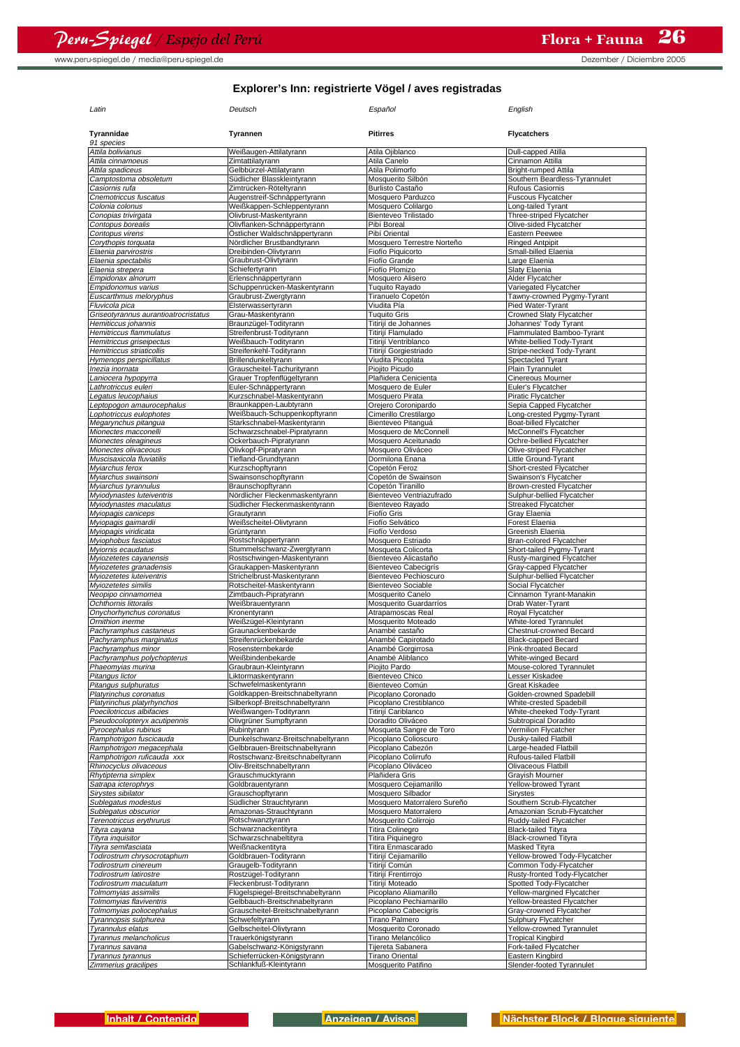## Explorer's Inn: registrierte Vögel / aves registradas

| *Latin* | *Deutsch* | *Español* | *English* |
|---|---|---|---|
| **Tyrannidae** | **Tyrannen** | **Pitirres** | **Flycatchers** |
| *91 species* | | | |
| *Attila bolivianus* | Weißaugen-Attilatyrann | Atila Ojiblanco | Dull-capped Atilla |
| *Attila cinnamoeus* | Zimtattilatyrann | Atila Canelo | Cinnamon Attilla |
| *Attila spadiceus* | Gelbbürzel-Attilatyrann | Atila Polimorfo | Bright-rumped Attila |
| *Camptostoma obsoletum* | Südlicher Blasskleintyrann | Mosquerito Silbón | Southern Beardless-Tyrannulet |
| *Casiornis rufa* | Zimtrücken-Röteltyrann | Burlisto Castaño | Rufous Casiornis |
| *Cnemotriccus fuscatus* | Augenstreif-Schnäppertyrann | Mosquero Parduzco | Fuscous Flycatcher |
| *Colonia colonus* | Weißkappen-Schleppentyrann | Mosquero Colilargo | Long-tailed Tyrant |
| *Conopias trivirgata* | Olivbrust-Maskentyrann | Bienteveo Trilistado | Three-striped Flycatcher |
| *Contopus borealis* | Olivflanken-Schnäppertyrann | Pibí Boreal | Olive-sided Flycatcher |
| *Contopus virens* | Östlicher Waldschnäppertyrann | Pibí Oriental | Eastern Peewee |
| *Corythopis torquata* | Nördlicher Brustbandtyrann | Mosquero Terrestre Norteño | Ringed Antpipit |
| *Elaenia parvirostris* | Dreibinden-Olivtyrann | Fiofío Piquicorto | Small-billed Elaenia |
| *Elaenia spectabilis* | Graubrust-Olivtyrann | Fiofío Grande | Large Elaenia |
| *Elaenia strepera* | Schiefertyrann | Fiofío Plomizo | Slaty Elaenia |
| *Empidonax alnorum* | Erlenschnäppertyrann | Mosquero Alisero | Alder Flycatcher |
| *Empidonomus varius* | Schuppenrücken-Maskentyrann | Tuquito Rayado | Variegated Flycatcher |
| *Euscarthmus meloryphus* | Graubrust-Zwergtyrann | Tiranuelo Copetón | Tawny-crowned Pygmy-Tyrant |
| *Fluvicola pica* | Elsterwassertyrann | Viudita Pía | Pied Water-Tyrant |
| *Griseotyrannus aurantioatrocristatus* | Grau-Maskentyrann | Tuquito Gris | Crowned Slaty Flycatcher |
| *Hemitriccus johannis* | Braunzügel-Todityrann | Titirijí de Johannes | Johannes' Tody Tyrant |
| *Hemitriccus flammulatus* | Streifenbrust-Todityrann | Titirijí Flamulado | Flammulated Bamboo-Tyrant |
| *Hemitriccus griseipectus* | Weißbauch-Todityrann | Titirijí Ventriblanco | White-bellied Tody-Tyrant |
| *Hemitriccus striaticollis* | Streifenkehl-Todityrann | Titirijí Gorgiestriado | Stripe-necked Tody-Tyrant |
| *Hymenops perspicillatus* | Brillendunkeltyrann | Viudita Picoplata | Spectacled Tyrant |
| *Inezia inornata* | Grauscheitel-Tachurityrann | Piojito Picudo | Plain Tyrannulet |
| *Laniocera hypopyrra* | Grauer Tropfenflügeltyrann | Plañidera Cenicienta | Cinereous Mourner |
| *Lathrotriccus euleri* | Euler-Schnäppertyrann | Mosquero de Euler | Euler's Flycatcher |
| *Legatus leucophaius* | Kurzschnabel-Maskentyrann | Mosquero Pirata | Piratic Flycatcher |
| *Leptopogon amaurocephalus* | Braunkappen-Laubtyrann | Orejero Coronipardo | Sepia Capped Flycatcher |
| *Lophotriccus eulophotes* | Weißbauch-Schuppenkopftyrann | Cimerillo Crestilargo | Long-crested Pygmy-Tyrant |
| *Megarynchus pitangua* | Starkschnabel-Maskentyrann | Bienteveo Pitanguá | Boat-billed Flycatcher |
| *Mionectes macconelli* | Schwarzschnabel-Pipratyrann | Mosquero de McConnell | McConnell's Flycatcher |
| *Mionectes oleagineus* | Ockerbauch-Pipratyrann | Mosquero Aceitunado | Ochre-bellied Flycatcher |
| *Mionectes olivaceus* | Olivkopf-Pipratyrann | Mosquero Oliváceo | Olive-striped Flycatcher |
| *Muscisaxicola fluviatilis* | Tiefland-Grundtyrann | Dormilona Enana | Little Ground-Tyrant |
| *Myiarchus ferox* | Kurzschopftyrann | Copetón Feroz | Short-crested Flycatcher |
| *Myiarchus swainsoni* | Swainsonschopftyrann | Copetón de Swainson | Swainson's Flycatcher |
| *Myiarchus tyrannulus* | Braunschopftyrann | Copetón Tiranillo | Brown-crested Flycatcher |
| *Myiodynastes luteiventris* | Nördlicher Fleckenmaskentyrann | Bienteveo Ventriazufrado | Sulphur-bellied Flycatcher |
| *Myiodynastes maculatus* | Südlicher Fleckenmaskentyrann | Bienteveo Rayado | Streaked Flycatcher |
| *Myiopagis caniceps* | Grautyrann | Fiofío Gris | Gray Elaenia |
| *Myiopagis gaimardii* | Weißscheitel-Olivtyrann | Fiofío Selvático | Forest Elaenia |
| *Myiopagis viridicata* | Grüntyrann | Fiofío Verdoso | Greenish Elaenia |
| *Myiophobus fasciatus* | Rostschnäppertyrann | Mosquero Estriado | Bran-colored Flycatcher |
| *Myiornis ecaudatus* | Stummelschwanz-Zwergtyrann | Mosqueta Colicorta | Short-tailed Pygmy-Tyrant |
| *Myiozetetes cayanensis* | Rostschwingen-Maskentyrann | Bienteveo Alicastaño | Rusty-margined Flycatcher |
| *Myiozetetes granadensis* | Graukappen-Maskentyrann | Bienteveo Cabecigrís | Gray-capped Flycatcher |
| *Myiozetetes luteiventris* | Strichelbrust-Maskentyrann | Bienteveo Pechioscuro | Sulphur-bellied Flycatcher |
| *Myiozetetes similis* | Rotscheitel-Maskentyrann | Bienteveo Sociable | Social Flycatcher |
| *Neopipo cinnamomea* | Zimtbauch-Pipratyrann | Mosquerito Canelo | Cinnamon Tyrant-Manakin |
| *Ochthornis littoralis* | Weißbrauentyrann | Mosquerito Guardarríos | Drab Water-Tyrant |
| *Onychorhynchus coronatus* | Kronentyrann | Atrapamoscas Real | Royal Flycatcher |
| *Ornithion inerme* | Weißzügel-Kleintyrann | Mosquerito Moteado | White-lored Tyrannulet |
| *Pachyramphus castaneus* | Graunackenbekarde | Anambé castaño | Chestnut-crowned Becard |
| *Pachyramphus marginatus* | Streifenrückenbekarde | Anambé Capirotado | Black-capped Becard |
| *Pachyramphus minor* | Rosensternbekarde | Anambé Gorgirrosa | Pink-throated Becard |
| *Pachyramphus polychopterus* | Weißbindenbekarde | Anambé Aliblanco | White-winged Becard |
| *Phaeomyias murina* | Graubraun-Kleintyrann | Piojito Pardo | Mouse-colored Tyrannulet |
| *Pitangus lictor* | Liktormaskentyrann | Bienteveo Chico | Lesser Kiskadee |
| *Pitangus sulphuratus* | Schwefelmaskentyrann | Bienteveo Común | Great Kiskadee |
| *Platyrinchus coronatus* | Goldkappen-Breitschnabeltyrann | Picoplano Coronado | Golden-crowned Spadebill |
| *Platyrinchus platyrhynchos* | Silberkopf-Breitschnabeltyrann | Picoplano Crestiblanco | White-crested Spadebill |
| *Poecilotriccus albifacies* | Weißwangen-Todityrann | Titirijí Cariblanco | White-cheeked Tody-Tyrant |
| *Pseudocolopteryx acutipennis* | Olivgrüner Sumpftyrann | Doradito Oliváceo | Subtropical Doradito |
| *Pyrocephalus rubinus* | Rubintyrann | Mosqueta Sangre de Toro | Vermilion Flycatcher |
| *Ramphotrigon fuscicauda* | Dunkelschwanz-Breitschnabeltyrann | Picoplano Colioscuro | Dusky-tailed Flatbill |
| *Ramphotrigon megacephala* | Gelbbrauen-Breitschnabeltyrann | Picoplano Cabezón | Large-headed Flatbill |
| *Ramphotrigon ruficauda xxx* | Rostschwanz-Breitschnabeltyrann | Picoplano Colirrufo | Rufous-tailed Flatbill |
| *Rhinocyclus olivaceous* | Oliv-Breitschnabeltyrann | Picoplano Oliváceo | Olivaceous Flatbill |
| *Rhytipterna simplex* | Grauschmucktyrann | Plañidera Gris | Grayish Mourner |
| *Satrapa icterophrys* | Goldbrauentyrann | Mosquero Cejiamarillo | Yellow-browed Tyrant |
| *Sirystes sibilator* | Grauschopftyrann | Mosquero Silbador | Sirystes |
| *Sublegatus modestus* | Südlicher Strauchtyrann | Mosquero Matorralero Sureño | Southern Scrub-Flycatcher |
| *Sublegatus obscurior* | Amazonas-Strauchtyrann | Mosquero Matorralero | Amazonian Scrub-Flycatcher |
| *Terenotriccus erythrurus* | Rotschwanztyrann | Mosquerito Colirrojo | Ruddy-tailed Flycatcher |
| *Tityra cayana* | Schwarznackentityra | Titira Colinegro | Black-tailed Tityra |
| *Tityra inquisitor* | Schwarzschnabeltityra | Titira Piquinegro | Black-crowned Tityra |
| *Tityra semifasciata* | Weißnackentityra | Titira Enmascarado | Masked Tityra |
| *Todirostrum chrysocrotaphum* | Goldbrauen-Todityrann | Titirijí Cejiamarillo | Yellow-browed Tody-Flycatcher |
| *Todirostrum cinereum* | Graugelb-Todityrann | Titirijí Común | Common Tody-Flycatcher |
| *Todirostrum latirostre* | Rostzügel-Todityrann | Titirijí Frentirrojo | Rusty-fronted Tody-Flycatcher |
| *Todirostrum maculatum* | Fleckenbrust-Todityrann | Titirijí Moteado | Spotted Tody-Flycatcher |
| *Tolmomyias assimilis* | Flügelspiegel-Breitschnabeltyrann | Picoplano Aliamarillo | Yellow-margined Flycatcher |
| *Tolmomyias flaviventris* | Gelbbauch-Breitschnabeltyrann | Picoplano Pechiamarillo | Yellow-breasted Flycatcher |
| *Tolmomyias poliocephalus* | Grauscheitel-Breitschnabeltyrann | Picoplano Cabecigrís | Gray-crowned Flycatcher |
| *Tyrannopsis sulphurea* | Schwefeltyrann | Tirano Palmero | Sulphury Flycatcher |
| *Tyrannulus elatus* | Gelbscheitel-Olivtyrann | Mosquerito Coronado | Yellow-crowned Tyrannulet |
| *Tyrannus melancholicus* | Trauerkönigstyrann | Tirano Melancólico | Tropical Kingbird |
| *Tyrannus savana* | Gabelschwanz-Königstyrann | Tijereta Sabanera | Fork-tailed Flycatcher |
| *Tyrannus tyrannus* | Schieferrücken-Königstyrann | Tirano Oriental | Eastern Kingbird |
| *Zimmerius gracilipes* | Schlankfuß-Kleintyrann | Mosquerito Patifino | Slender-footed Tyrannulet |

Inhalt / Contenido | Anzeigen / Avisos | Nächster Block / Bloque siguiente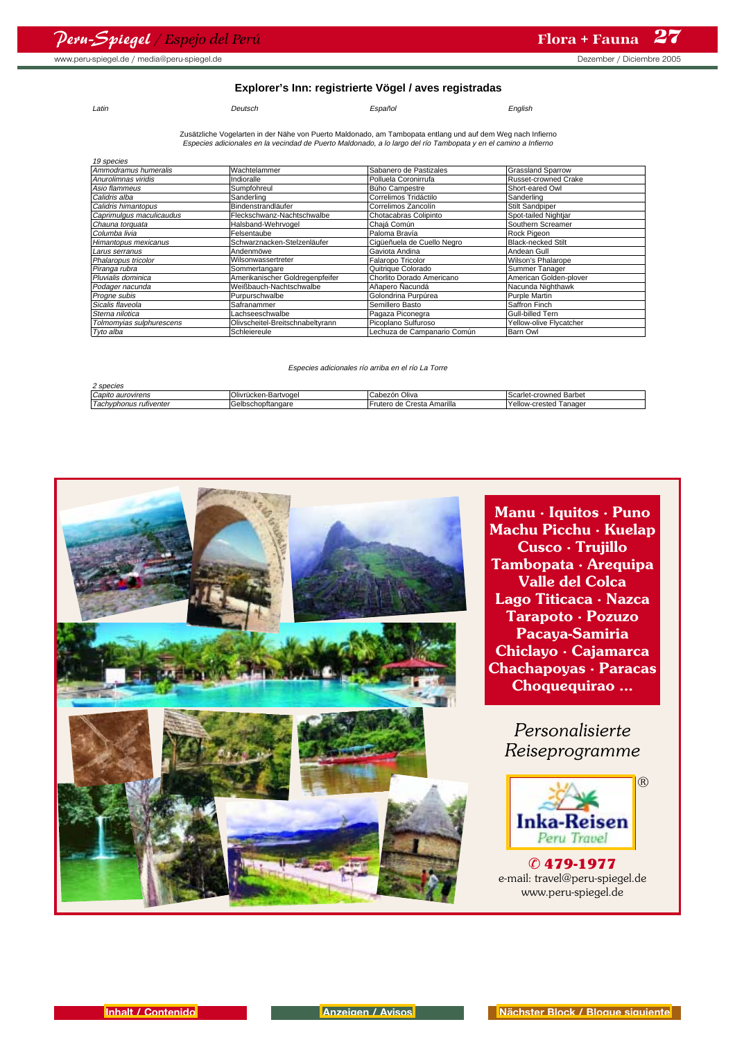## Explorer's Inn: registrierte Vögel / aves registradas

Zusätzliche Vogelarten in der Nähe von Puerto Maldonado, am Tambopata entlang und auf dem Weg nach Infierno
*Especies adicionales en la vecindad de Puerto Maldonado, a lo largo del río Tambopata y en el camino a Infierno*

*19 species*

| *Latin* | *Deutsch* | *Español* | *English* |
|---|---|---|---|
| *Ammodramus humeralis* | Wachtelammer | Sabanero de Pastizales | Grassland Sparrow |
| *Anurolimnas viridis* | Indioralle | Polluela Coronirrufa | Russet-crowned Crake |
| *Asio flammeus* | Sumpfohreul | Búho Campestre | Short-eared Owl |
| *Calidris alba* | Sanderling | Correlimos Tridáctilo | Sanderling |
| *Calidris himantopus* | Bindenstrandläufer | Correlimos Zancolín | Stilt Sandpiper |
| *Caprimulgus maculicaudus* | Fleckschwanz-Nachtschwalbe | Chotacabras Colipinto | Spot-tailed Nightjar |
| *Chauna torquata* | Halsband-Wehrvogel | Chajá Común | Southern Screamer |
| *Columba livia* | Felsentaube | Paloma Bravía | Rock Pigeon |
| *Himantopus mexicanus* | Schwarznacken-Stelzenläufer | Cigüeñuela de Cuello Negro | Black-necked Stilt |
| *Larus serranus* | Andenmöwe | Gaviota Andina | Andean Gull |
| *Phalaropus tricolor* | Wilsonwassertreter | Falaropo Tricolor | Wilson's Phalarope |
| *Piranga rubra* | Sommertangare | Quitrique Colorado | Summer Tanager |
| *Pluvialis dominica* | Amerikanischer Goldregenpfeifer | Chorlito Dorado Americano | American Golden-plover |
| *Podager nacunda* | Weißbauch-Nachtschwalbe | Añapero Ñacundá | Nacunda Nighthawk |
| *Progne subis* | Purpurschwalbe | Golondrina Purpúrea | Purple Martin |
| *Sicalis flaveola* | Safranammer | Semillero Basto | Saffron Finch |
| *Sterna nilotica* | Lachseeschwalbe | Pagaza Piconegra | Gull-billed Tern |
| *Tolmomyias sulphurescens* | Olivscheitel-Breitschnabeltyrann | Picoplano Sulfuroso | Yellow-olive Flycatcher |
| *Tyto alba* | Schleiereule | Lechuza de Campanario Común | Barn Owl |

*Especies adicionales río arriba en el río La Torre*

*2 species*

| | | | |
|---|---|---|---|
| *Capito aurovirens* | Olivrücken-Bartvogel | Cabezón Oliva | Scarlet-crowned Barbet |
| *Tachyphonus rufiventer* | Gelbschopftangare | Frutero de Cresta Amarilla | Yellow-crested Tanager |

**Manu · Iquitos · Puno**
**Machu Picchu · Kuelap**
**Cusco · Trujillo**
**Tambopata · Arequipa**
**Valle del Colca**
**Lago Titicaca · Nazca**
**Tarapoto · Pozuzo**
**Pacaya-Samiria**
**Chiclayo · Cajamarca**
**Chachapoyas · Paracas**
**Choquequirao ...**

*Personalisierte Reiseprogramme*

Inka-Reisen® Peru Travel

✆ 479-1977
e-mail: travel@peru-spiegel.de
www.peru-spiegel.de

Inhalt / Contenido | Anzeigen / Avisos | Nächster Block / Bloque siguiente